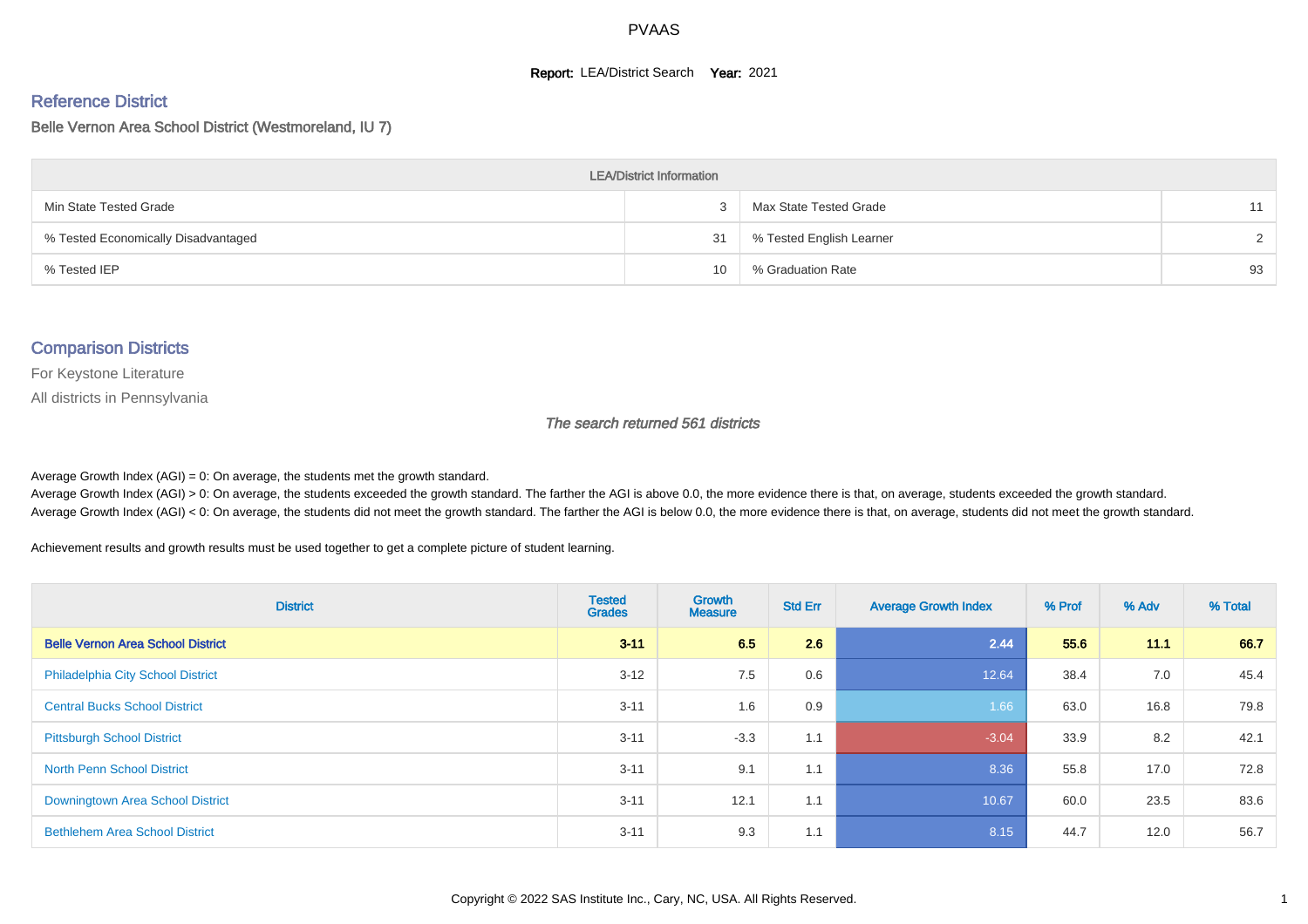# PVAAS

**Report:** LEA/District Search **Year:** 2021

## Reference District

Belle Vernon Area School District (Westmoreland, IU 7)

| LEA/District Information | | | |
|---|---|---|---|
| Min State Tested Grade | 3 | Max State Tested Grade | 11 |
| % Tested Economically Disadvantaged | 31 | % Tested English Learner | 2 |
| % Tested IEP | 10 | % Graduation Rate | 93 |

## Comparison Districts

For Keystone Literature

All districts in Pennsylvania

*The search returned 561 districts*

Average Growth Index (AGI) = 0: On average, the students met the growth standard.
Average Growth Index (AGI) > 0: On average, the students exceeded the growth standard. The farther the AGI is above 0.0, the more evidence there is that, on average, students exceeded the growth standard.
Average Growth Index (AGI) < 0: On average, the students did not meet the growth standard. The farther the AGI is below 0.0, the more evidence there is that, on average, students did not meet the growth standard.

Achievement results and growth results must be used together to get a complete picture of student learning.

| District | Tested Grades | Growth Measure | Std Err | Average Growth Index | % Prof | % Adv | % Total |
|---|---|---|---|---|---|---|---|
| **Belle Vernon Area School District** | **3-11** | **6.5** | **2.6** | **2.44** | **55.6** | **11.1** | **66.7** |
| Philadelphia City School District | 3-12 | 7.5 | 0.6 | 12.64 | 38.4 | 7.0 | 45.4 |
| Central Bucks School District | 3-11 | 1.6 | 0.9 | 1.66 | 63.0 | 16.8 | 79.8 |
| Pittsburgh School District | 3-11 | -3.3 | 1.1 | -3.04 | 33.9 | 8.2 | 42.1 |
| North Penn School District | 3-11 | 9.1 | 1.1 | 8.36 | 55.8 | 17.0 | 72.8 |
| Downingtown Area School District | 3-11 | 12.1 | 1.1 | 10.67 | 60.0 | 23.5 | 83.6 |
| Bethlehem Area School District | 3-11 | 9.3 | 1.1 | 8.15 | 44.7 | 12.0 | 56.7 |

Copyright © 2022 SAS Institute Inc., Cary, NC, USA. All Rights Reserved.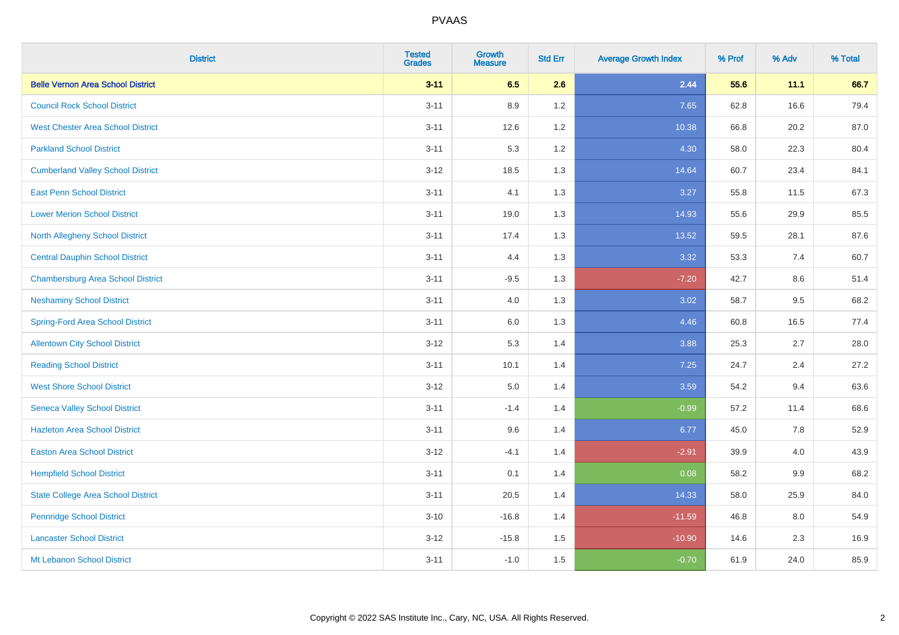# PVAAS

| District | Tested Grades | Growth Measure | Std Err | Average Growth Index | % Prof | % Adv | % Total |
|---|---|---|---|---|---|---|---|
| **Belle Vernon Area School District** | **3-11** | **6.5** | **2.6** | **2.44** | **55.6** | **11.1** | **66.7** |
| Council Rock School District | 3-11 | 8.9 | 1.2 | 7.65 | 62.8 | 16.6 | 79.4 |
| West Chester Area School District | 3-11 | 12.6 | 1.2 | 10.38 | 66.8 | 20.2 | 87.0 |
| Parkland School District | 3-11 | 5.3 | 1.2 | 4.30 | 58.0 | 22.3 | 80.4 |
| Cumberland Valley School District | 3-12 | 18.5 | 1.3 | 14.64 | 60.7 | 23.4 | 84.1 |
| East Penn School District | 3-11 | 4.1 | 1.3 | 3.27 | 55.8 | 11.5 | 67.3 |
| Lower Merion School District | 3-11 | 19.0 | 1.3 | 14.93 | 55.6 | 29.9 | 85.5 |
| North Allegheny School District | 3-11 | 17.4 | 1.3 | 13.52 | 59.5 | 28.1 | 87.6 |
| Central Dauphin School District | 3-11 | 4.4 | 1.3 | 3.32 | 53.3 | 7.4 | 60.7 |
| Chambersburg Area School District | 3-11 | -9.5 | 1.3 | -7.20 | 42.7 | 8.6 | 51.4 |
| Neshaminy School District | 3-11 | 4.0 | 1.3 | 3.02 | 58.7 | 9.5 | 68.2 |
| Spring-Ford Area School District | 3-11 | 6.0 | 1.3 | 4.46 | 60.8 | 16.5 | 77.4 |
| Allentown City School District | 3-12 | 5.3 | 1.4 | 3.88 | 25.3 | 2.7 | 28.0 |
| Reading School District | 3-11 | 10.1 | 1.4 | 7.25 | 24.7 | 2.4 | 27.2 |
| West Shore School District | 3-12 | 5.0 | 1.4 | 3.59 | 54.2 | 9.4 | 63.6 |
| Seneca Valley School District | 3-11 | -1.4 | 1.4 | -0.99 | 57.2 | 11.4 | 68.6 |
| Hazleton Area School District | 3-11 | 9.6 | 1.4 | 6.77 | 45.0 | 7.8 | 52.9 |
| Easton Area School District | 3-12 | -4.1 | 1.4 | -2.91 | 39.9 | 4.0 | 43.9 |
| Hempfield School District | 3-11 | 0.1 | 1.4 | 0.08 | 58.2 | 9.9 | 68.2 |
| State College Area School District | 3-11 | 20.5 | 1.4 | 14.33 | 58.0 | 25.9 | 84.0 |
| Pennridge School District | 3-10 | -16.8 | 1.4 | -11.59 | 46.8 | 8.0 | 54.9 |
| Lancaster School District | 3-12 | -15.8 | 1.5 | -10.90 | 14.6 | 2.3 | 16.9 |
| Mt Lebanon School District | 3-11 | -1.0 | 1.5 | -0.70 | 61.9 | 24.0 | 85.9 |

Copyright © 2022 SAS Institute Inc., Cary, NC, USA. All Rights Reserved.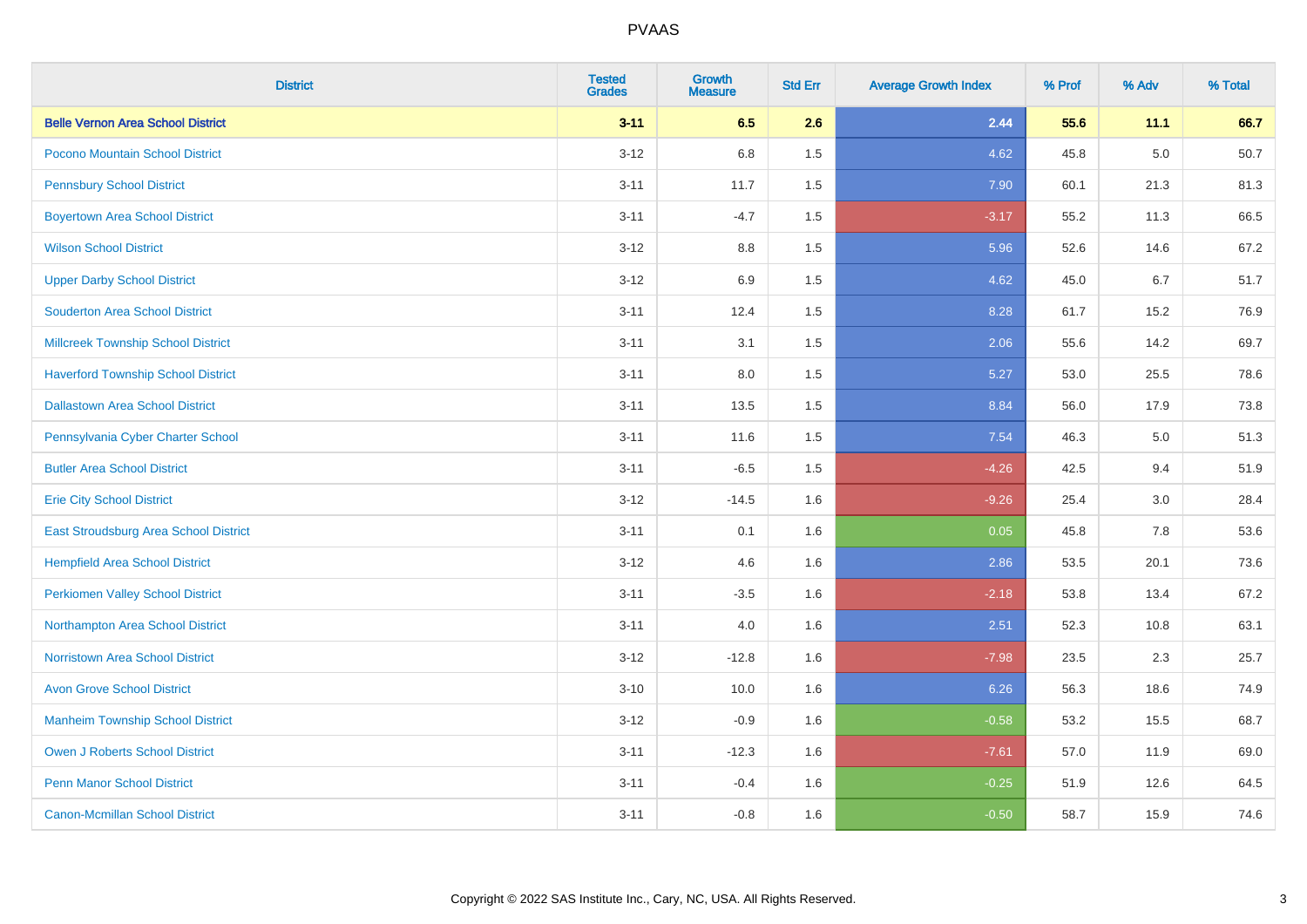# PVAAS

| District | Tested Grades | Growth Measure | Std Err | Average Growth Index | % Prof | % Adv | % Total |
|---|---|---|---|---|---|---|---|
| **Belle Vernon Area School District** | **3-11** | **6.5** | **2.6** | **2.44** | **55.6** | **11.1** | **66.7** |
| Pocono Mountain School District | 3-12 | 6.8 | 1.5 | 4.62 | 45.8 | 5.0 | 50.7 |
| Pennsbury School District | 3-11 | 11.7 | 1.5 | 7.90 | 60.1 | 21.3 | 81.3 |
| Boyertown Area School District | 3-11 | -4.7 | 1.5 | -3.17 | 55.2 | 11.3 | 66.5 |
| Wilson School District | 3-12 | 8.8 | 1.5 | 5.96 | 52.6 | 14.6 | 67.2 |
| Upper Darby School District | 3-12 | 6.9 | 1.5 | 4.62 | 45.0 | 6.7 | 51.7 |
| Souderton Area School District | 3-11 | 12.4 | 1.5 | 8.28 | 61.7 | 15.2 | 76.9 |
| Millcreek Township School District | 3-11 | 3.1 | 1.5 | 2.06 | 55.6 | 14.2 | 69.7 |
| Haverford Township School District | 3-11 | 8.0 | 1.5 | 5.27 | 53.0 | 25.5 | 78.6 |
| Dallastown Area School District | 3-11 | 13.5 | 1.5 | 8.84 | 56.0 | 17.9 | 73.8 |
| Pennsylvania Cyber Charter School | 3-11 | 11.6 | 1.5 | 7.54 | 46.3 | 5.0 | 51.3 |
| Butler Area School District | 3-11 | -6.5 | 1.5 | -4.26 | 42.5 | 9.4 | 51.9 |
| Erie City School District | 3-12 | -14.5 | 1.6 | -9.26 | 25.4 | 3.0 | 28.4 |
| East Stroudsburg Area School District | 3-11 | 0.1 | 1.6 | 0.05 | 45.8 | 7.8 | 53.6 |
| Hempfield Area School District | 3-12 | 4.6 | 1.6 | 2.86 | 53.5 | 20.1 | 73.6 |
| Perkiomen Valley School District | 3-11 | -3.5 | 1.6 | -2.18 | 53.8 | 13.4 | 67.2 |
| Northampton Area School District | 3-11 | 4.0 | 1.6 | 2.51 | 52.3 | 10.8 | 63.1 |
| Norristown Area School District | 3-12 | -12.8 | 1.6 | -7.98 | 23.5 | 2.3 | 25.7 |
| Avon Grove School District | 3-10 | 10.0 | 1.6 | 6.26 | 56.3 | 18.6 | 74.9 |
| Manheim Township School District | 3-12 | -0.9 | 1.6 | -0.58 | 53.2 | 15.5 | 68.7 |
| Owen J Roberts School District | 3-11 | -12.3 | 1.6 | -7.61 | 57.0 | 11.9 | 69.0 |
| Penn Manor School District | 3-11 | -0.4 | 1.6 | -0.25 | 51.9 | 12.6 | 64.5 |
| Canon-Mcmillan School District | 3-11 | -0.8 | 1.6 | -0.50 | 58.7 | 15.9 | 74.6 |

Copyright © 2022 SAS Institute Inc., Cary, NC, USA. All Rights Reserved.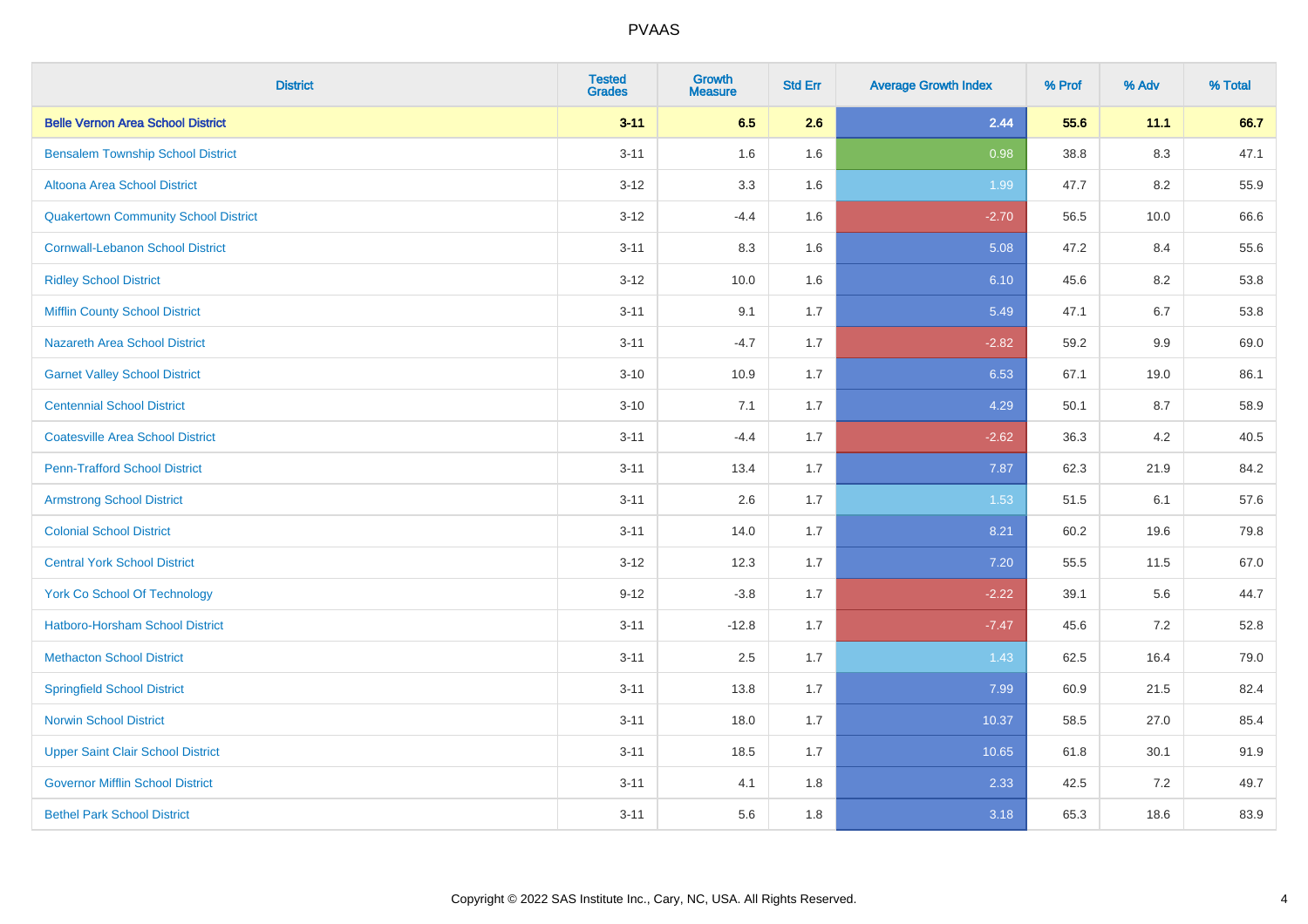# PVAAS

| District | Tested Grades | Growth Measure | Std Err | Average Growth Index | % Prof | % Adv | % Total |
|---|---|---|---|---|---|---|---|
| **Belle Vernon Area School District** | **3-11** | **6.5** | **2.6** | **2.44** | **55.6** | **11.1** | **66.7** |
| Bensalem Township School District | 3-11 | 1.6 | 1.6 | 0.98 | 38.8 | 8.3 | 47.1 |
| Altoona Area School District | 3-12 | 3.3 | 1.6 | 1.99 | 47.7 | 8.2 | 55.9 |
| Quakertown Community School District | 3-12 | -4.4 | 1.6 | -2.70 | 56.5 | 10.0 | 66.6 |
| Cornwall-Lebanon School District | 3-11 | 8.3 | 1.6 | 5.08 | 47.2 | 8.4 | 55.6 |
| Ridley School District | 3-12 | 10.0 | 1.6 | 6.10 | 45.6 | 8.2 | 53.8 |
| Mifflin County School District | 3-11 | 9.1 | 1.7 | 5.49 | 47.1 | 6.7 | 53.8 |
| Nazareth Area School District | 3-11 | -4.7 | 1.7 | -2.82 | 59.2 | 9.9 | 69.0 |
| Garnet Valley School District | 3-10 | 10.9 | 1.7 | 6.53 | 67.1 | 19.0 | 86.1 |
| Centennial School District | 3-10 | 7.1 | 1.7 | 4.29 | 50.1 | 8.7 | 58.9 |
| Coatesville Area School District | 3-11 | -4.4 | 1.7 | -2.62 | 36.3 | 4.2 | 40.5 |
| Penn-Trafford School District | 3-11 | 13.4 | 1.7 | 7.87 | 62.3 | 21.9 | 84.2 |
| Armstrong School District | 3-11 | 2.6 | 1.7 | 1.53 | 51.5 | 6.1 | 57.6 |
| Colonial School District | 3-11 | 14.0 | 1.7 | 8.21 | 60.2 | 19.6 | 79.8 |
| Central York School District | 3-12 | 12.3 | 1.7 | 7.20 | 55.5 | 11.5 | 67.0 |
| York Co School Of Technology | 9-12 | -3.8 | 1.7 | -2.22 | 39.1 | 5.6 | 44.7 |
| Hatboro-Horsham School District | 3-11 | -12.8 | 1.7 | -7.47 | 45.6 | 7.2 | 52.8 |
| Methacton School District | 3-11 | 2.5 | 1.7 | 1.43 | 62.5 | 16.4 | 79.0 |
| Springfield School District | 3-11 | 13.8 | 1.7 | 7.99 | 60.9 | 21.5 | 82.4 |
| Norwin School District | 3-11 | 18.0 | 1.7 | 10.37 | 58.5 | 27.0 | 85.4 |
| Upper Saint Clair School District | 3-11 | 18.5 | 1.7 | 10.65 | 61.8 | 30.1 | 91.9 |
| Governor Mifflin School District | 3-11 | 4.1 | 1.8 | 2.33 | 42.5 | 7.2 | 49.7 |
| Bethel Park School District | 3-11 | 5.6 | 1.8 | 3.18 | 65.3 | 18.6 | 83.9 |

Copyright © 2022 SAS Institute Inc., Cary, NC, USA. All Rights Reserved.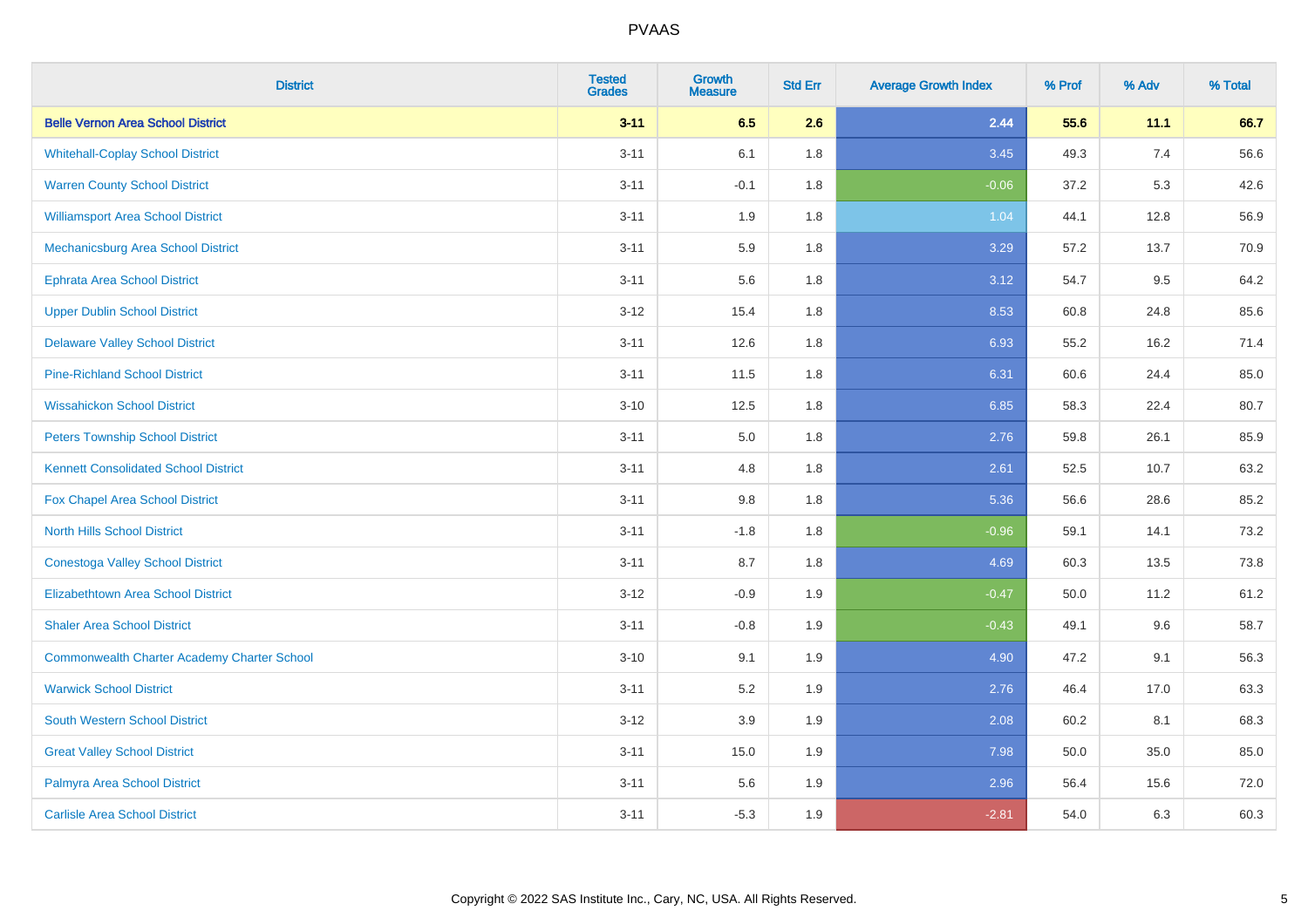| District | Tested Grades | Growth Measure | Std Err | Average Growth Index | % Prof | % Adv | % Total |
|---|---|---|---|---|---|---|---|
| **Belle Vernon Area School District** | **3-11** | **6.5** | **2.6** | **2.44** | **55.6** | **11.1** | **66.7** |
| Whitehall-Coplay School District | 3-11 | 6.1 | 1.8 | 3.45 | 49.3 | 7.4 | 56.6 |
| Warren County School District | 3-11 | -0.1 | 1.8 | -0.06 | 37.2 | 5.3 | 42.6 |
| Williamsport Area School District | 3-11 | 1.9 | 1.8 | 1.04 | 44.1 | 12.8 | 56.9 |
| Mechanicsburg Area School District | 3-11 | 5.9 | 1.8 | 3.29 | 57.2 | 13.7 | 70.9 |
| Ephrata Area School District | 3-11 | 5.6 | 1.8 | 3.12 | 54.7 | 9.5 | 64.2 |
| Upper Dublin School District | 3-12 | 15.4 | 1.8 | 8.53 | 60.8 | 24.8 | 85.6 |
| Delaware Valley School District | 3-11 | 12.6 | 1.8 | 6.93 | 55.2 | 16.2 | 71.4 |
| Pine-Richland School District | 3-11 | 11.5 | 1.8 | 6.31 | 60.6 | 24.4 | 85.0 |
| Wissahickon School District | 3-10 | 12.5 | 1.8 | 6.85 | 58.3 | 22.4 | 80.7 |
| Peters Township School District | 3-11 | 5.0 | 1.8 | 2.76 | 59.8 | 26.1 | 85.9 |
| Kennett Consolidated School District | 3-11 | 4.8 | 1.8 | 2.61 | 52.5 | 10.7 | 63.2 |
| Fox Chapel Area School District | 3-11 | 9.8 | 1.8 | 5.36 | 56.6 | 28.6 | 85.2 |
| North Hills School District | 3-11 | -1.8 | 1.8 | -0.96 | 59.1 | 14.1 | 73.2 |
| Conestoga Valley School District | 3-11 | 8.7 | 1.8 | 4.69 | 60.3 | 13.5 | 73.8 |
| Elizabethtown Area School District | 3-12 | -0.9 | 1.9 | -0.47 | 50.0 | 11.2 | 61.2 |
| Shaler Area School District | 3-11 | -0.8 | 1.9 | -0.43 | 49.1 | 9.6 | 58.7 |
| Commonwealth Charter Academy Charter School | 3-10 | 9.1 | 1.9 | 4.90 | 47.2 | 9.1 | 56.3 |
| Warwick School District | 3-11 | 5.2 | 1.9 | 2.76 | 46.4 | 17.0 | 63.3 |
| South Western School District | 3-12 | 3.9 | 1.9 | 2.08 | 60.2 | 8.1 | 68.3 |
| Great Valley School District | 3-11 | 15.0 | 1.9 | 7.98 | 50.0 | 35.0 | 85.0 |
| Palmyra Area School District | 3-11 | 5.6 | 1.9 | 2.96 | 56.4 | 15.6 | 72.0 |
| Carlisle Area School District | 3-11 | -5.3 | 1.9 | -2.81 | 54.0 | 6.3 | 60.3 |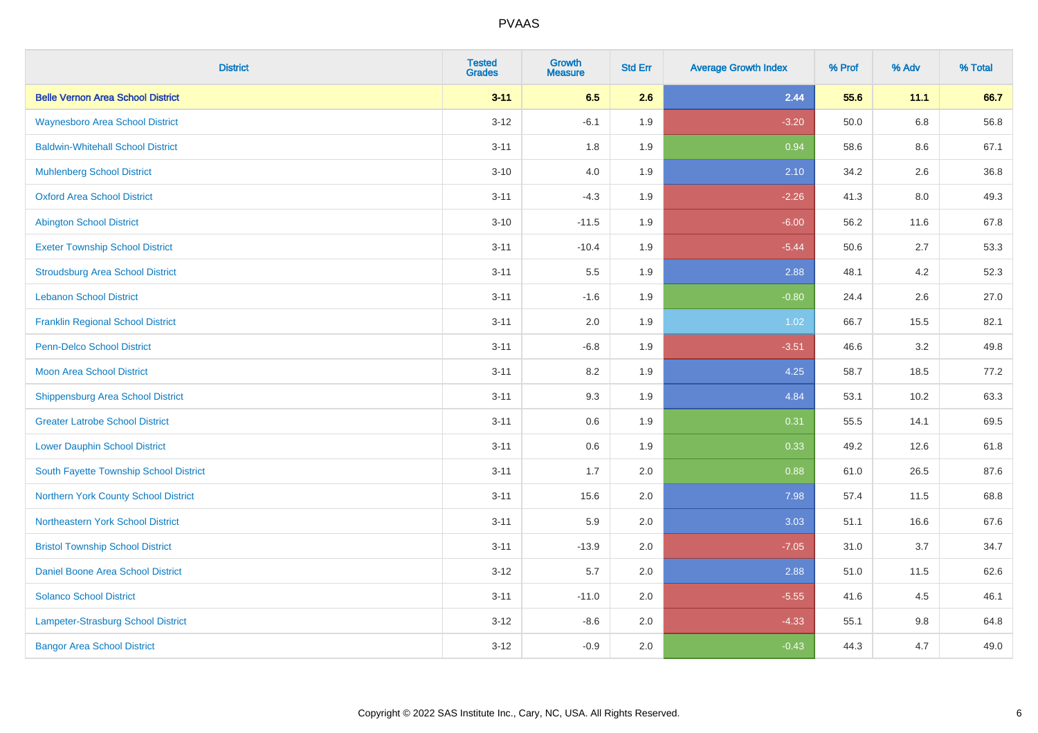# PVAAS

| District | Tested Grades | Growth Measure | Std Err | Average Growth Index | % Prof | % Adv | % Total |
|---|---|---|---|---|---|---|---|
| **Belle Vernon Area School District** | **3-11** | **6.5** | **2.6** | **2.44** | **55.6** | **11.1** | **66.7** |
| Waynesboro Area School District | 3-12 | -6.1 | 1.9 | -3.20 | 50.0 | 6.8 | 56.8 |
| Baldwin-Whitehall School District | 3-11 | 1.8 | 1.9 | 0.94 | 58.6 | 8.6 | 67.1 |
| Muhlenberg School District | 3-10 | 4.0 | 1.9 | 2.10 | 34.2 | 2.6 | 36.8 |
| Oxford Area School District | 3-11 | -4.3 | 1.9 | -2.26 | 41.3 | 8.0 | 49.3 |
| Abington School District | 3-10 | -11.5 | 1.9 | -6.00 | 56.2 | 11.6 | 67.8 |
| Exeter Township School District | 3-11 | -10.4 | 1.9 | -5.44 | 50.6 | 2.7 | 53.3 |
| Stroudsburg Area School District | 3-11 | 5.5 | 1.9 | 2.88 | 48.1 | 4.2 | 52.3 |
| Lebanon School District | 3-11 | -1.6 | 1.9 | -0.80 | 24.4 | 2.6 | 27.0 |
| Franklin Regional School District | 3-11 | 2.0 | 1.9 | 1.02 | 66.7 | 15.5 | 82.1 |
| Penn-Delco School District | 3-11 | -6.8 | 1.9 | -3.51 | 46.6 | 3.2 | 49.8 |
| Moon Area School District | 3-11 | 8.2 | 1.9 | 4.25 | 58.7 | 18.5 | 77.2 |
| Shippensburg Area School District | 3-11 | 9.3 | 1.9 | 4.84 | 53.1 | 10.2 | 63.3 |
| Greater Latrobe School District | 3-11 | 0.6 | 1.9 | 0.31 | 55.5 | 14.1 | 69.5 |
| Lower Dauphin School District | 3-11 | 0.6 | 1.9 | 0.33 | 49.2 | 12.6 | 61.8 |
| South Fayette Township School District | 3-11 | 1.7 | 2.0 | 0.88 | 61.0 | 26.5 | 87.6 |
| Northern York County School District | 3-11 | 15.6 | 2.0 | 7.98 | 57.4 | 11.5 | 68.8 |
| Northeastern York School District | 3-11 | 5.9 | 2.0 | 3.03 | 51.1 | 16.6 | 67.6 |
| Bristol Township School District | 3-11 | -13.9 | 2.0 | -7.05 | 31.0 | 3.7 | 34.7 |
| Daniel Boone Area School District | 3-12 | 5.7 | 2.0 | 2.88 | 51.0 | 11.5 | 62.6 |
| Solanco School District | 3-11 | -11.0 | 2.0 | -5.55 | 41.6 | 4.5 | 46.1 |
| Lampeter-Strasburg School District | 3-12 | -8.6 | 2.0 | -4.33 | 55.1 | 9.8 | 64.8 |
| Bangor Area School District | 3-12 | -0.9 | 2.0 | -0.43 | 44.3 | 4.7 | 49.0 |

Copyright © 2022 SAS Institute Inc., Cary, NC, USA. All Rights Reserved.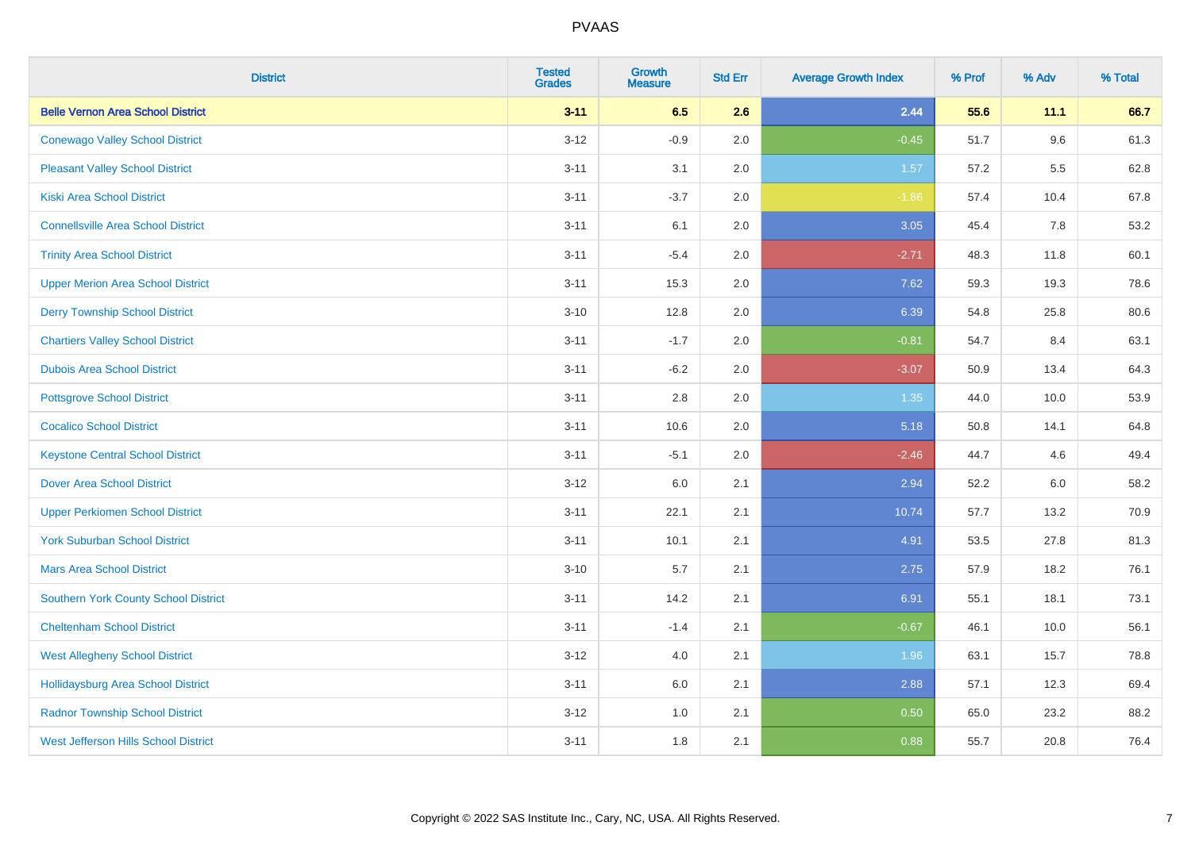# PVAAS

| District | Tested Grades | Growth Measure | Std Err | Average Growth Index | % Prof | % Adv | % Total |
|---|---|---|---|---|---|---|---|
| **Belle Vernon Area School District** | **3-11** | **6.5** | **2.6** | **2.44** | **55.6** | **11.1** | **66.7** |
| Conewago Valley School District | 3-12 | -0.9 | 2.0 | -0.45 | 51.7 | 9.6 | 61.3 |
| Pleasant Valley School District | 3-11 | 3.1 | 2.0 | 1.57 | 57.2 | 5.5 | 62.8 |
| Kiski Area School District | 3-11 | -3.7 | 2.0 | -1.86 | 57.4 | 10.4 | 67.8 |
| Connellsville Area School District | 3-11 | 6.1 | 2.0 | 3.05 | 45.4 | 7.8 | 53.2 |
| Trinity Area School District | 3-11 | -5.4 | 2.0 | -2.71 | 48.3 | 11.8 | 60.1 |
| Upper Merion Area School District | 3-11 | 15.3 | 2.0 | 7.62 | 59.3 | 19.3 | 78.6 |
| Derry Township School District | 3-10 | 12.8 | 2.0 | 6.39 | 54.8 | 25.8 | 80.6 |
| Chartiers Valley School District | 3-11 | -1.7 | 2.0 | -0.81 | 54.7 | 8.4 | 63.1 |
| Dubois Area School District | 3-11 | -6.2 | 2.0 | -3.07 | 50.9 | 13.4 | 64.3 |
| Pottsgrove School District | 3-11 | 2.8 | 2.0 | 1.35 | 44.0 | 10.0 | 53.9 |
| Cocalico School District | 3-11 | 10.6 | 2.0 | 5.18 | 50.8 | 14.1 | 64.8 |
| Keystone Central School District | 3-11 | -5.1 | 2.0 | -2.46 | 44.7 | 4.6 | 49.4 |
| Dover Area School District | 3-12 | 6.0 | 2.1 | 2.94 | 52.2 | 6.0 | 58.2 |
| Upper Perkiomen School District | 3-11 | 22.1 | 2.1 | 10.74 | 57.7 | 13.2 | 70.9 |
| York Suburban School District | 3-11 | 10.1 | 2.1 | 4.91 | 53.5 | 27.8 | 81.3 |
| Mars Area School District | 3-10 | 5.7 | 2.1 | 2.75 | 57.9 | 18.2 | 76.1 |
| Southern York County School District | 3-11 | 14.2 | 2.1 | 6.91 | 55.1 | 18.1 | 73.1 |
| Cheltenham School District | 3-11 | -1.4 | 2.1 | -0.67 | 46.1 | 10.0 | 56.1 |
| West Allegheny School District | 3-12 | 4.0 | 2.1 | 1.96 | 63.1 | 15.7 | 78.8 |
| Hollidaysburg Area School District | 3-11 | 6.0 | 2.1 | 2.88 | 57.1 | 12.3 | 69.4 |
| Radnor Township School District | 3-12 | 1.0 | 2.1 | 0.50 | 65.0 | 23.2 | 88.2 |
| West Jefferson Hills School District | 3-11 | 1.8 | 2.1 | 0.88 | 55.7 | 20.8 | 76.4 |

Copyright © 2022 SAS Institute Inc., Cary, NC, USA. All Rights Reserved.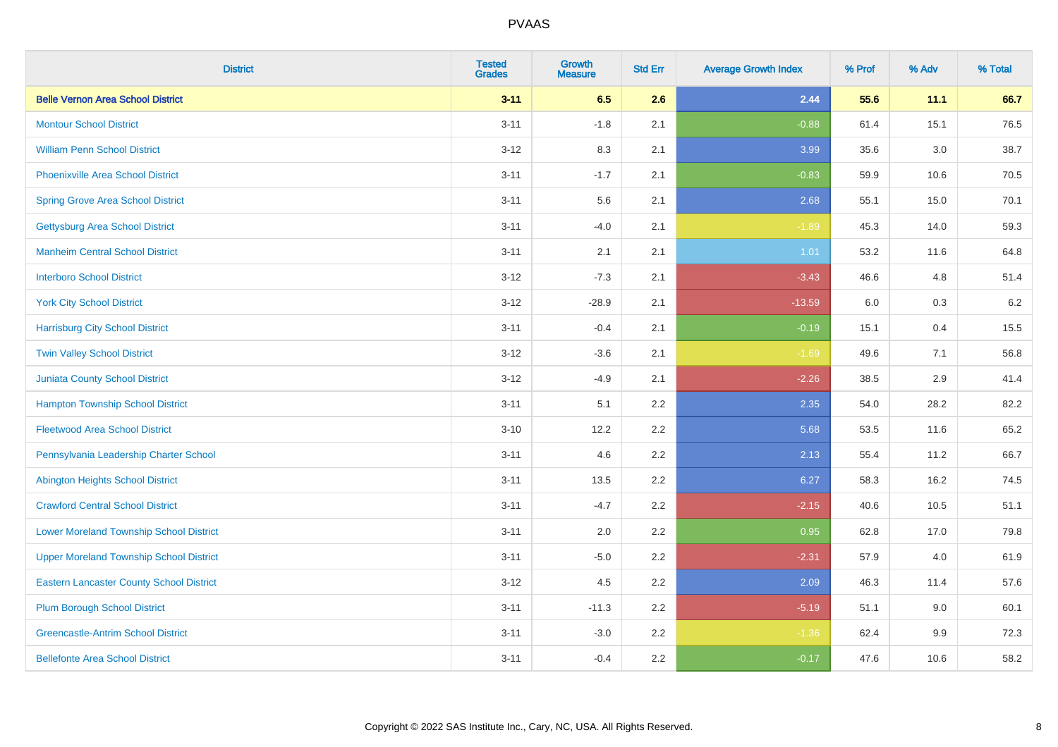# PVAAS

| District | Tested Grades | Growth Measure | Std Err | Average Growth Index | % Prof | % Adv | % Total |
|---|---|---|---|---|---|---|---|
| **Belle Vernon Area School District** | **3-11** | **6.5** | **2.6** | **2.44** | **55.6** | **11.1** | **66.7** |
| Montour School District | 3-11 | -1.8 | 2.1 | -0.88 | 61.4 | 15.1 | 76.5 |
| William Penn School District | 3-12 | 8.3 | 2.1 | 3.99 | 35.6 | 3.0 | 38.7 |
| Phoenixville Area School District | 3-11 | -1.7 | 2.1 | -0.83 | 59.9 | 10.6 | 70.5 |
| Spring Grove Area School District | 3-11 | 5.6 | 2.1 | 2.68 | 55.1 | 15.0 | 70.1 |
| Gettysburg Area School District | 3-11 | -4.0 | 2.1 | -1.89 | 45.3 | 14.0 | 59.3 |
| Manheim Central School District | 3-11 | 2.1 | 2.1 | 1.01 | 53.2 | 11.6 | 64.8 |
| Interboro School District | 3-12 | -7.3 | 2.1 | -3.43 | 46.6 | 4.8 | 51.4 |
| York City School District | 3-12 | -28.9 | 2.1 | -13.59 | 6.0 | 0.3 | 6.2 |
| Harrisburg City School District | 3-11 | -0.4 | 2.1 | -0.19 | 15.1 | 0.4 | 15.5 |
| Twin Valley School District | 3-12 | -3.6 | 2.1 | -1.69 | 49.6 | 7.1 | 56.8 |
| Juniata County School District | 3-12 | -4.9 | 2.1 | -2.26 | 38.5 | 2.9 | 41.4 |
| Hampton Township School District | 3-11 | 5.1 | 2.2 | 2.35 | 54.0 | 28.2 | 82.2 |
| Fleetwood Area School District | 3-10 | 12.2 | 2.2 | 5.68 | 53.5 | 11.6 | 65.2 |
| Pennsylvania Leadership Charter School | 3-11 | 4.6 | 2.2 | 2.13 | 55.4 | 11.2 | 66.7 |
| Abington Heights School District | 3-11 | 13.5 | 2.2 | 6.27 | 58.3 | 16.2 | 74.5 |
| Crawford Central School District | 3-11 | -4.7 | 2.2 | -2.15 | 40.6 | 10.5 | 51.1 |
| Lower Moreland Township School District | 3-11 | 2.0 | 2.2 | 0.95 | 62.8 | 17.0 | 79.8 |
| Upper Moreland Township School District | 3-11 | -5.0 | 2.2 | -2.31 | 57.9 | 4.0 | 61.9 |
| Eastern Lancaster County School District | 3-12 | 4.5 | 2.2 | 2.09 | 46.3 | 11.4 | 57.6 |
| Plum Borough School District | 3-11 | -11.3 | 2.2 | -5.19 | 51.1 | 9.0 | 60.1 |
| Greencastle-Antrim School District | 3-11 | -3.0 | 2.2 | -1.36 | 62.4 | 9.9 | 72.3 |
| Bellefonte Area School District | 3-11 | -0.4 | 2.2 | -0.17 | 47.6 | 10.6 | 58.2 |

Copyright © 2022 SAS Institute Inc., Cary, NC, USA. All Rights Reserved.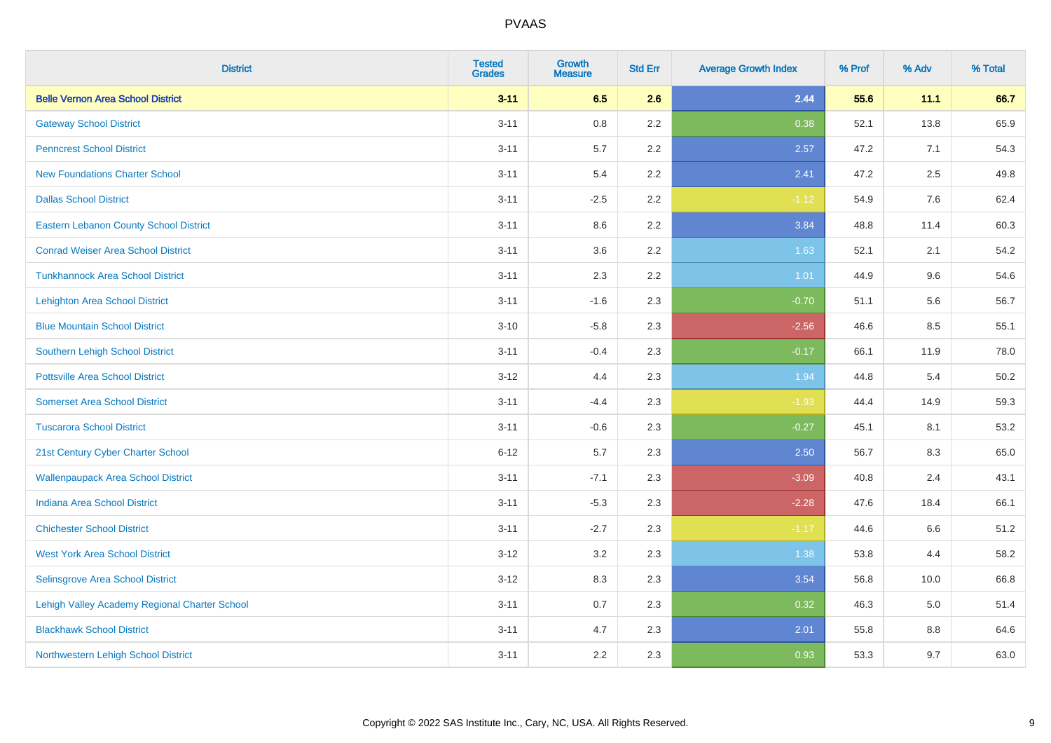# PVAAS

| District | Tested Grades | Growth Measure | Std Err | Average Growth Index | % Prof | % Adv | % Total |
|---|---|---|---|---|---|---|---|
| **Belle Vernon Area School District** | **3-11** | **6.5** | **2.6** | **2.44** | **55.6** | **11.1** | **66.7** |
| Gateway School District | 3-11 | 0.8 | 2.2 | 0.38 | 52.1 | 13.8 | 65.9 |
| Penncrest School District | 3-11 | 5.7 | 2.2 | 2.57 | 47.2 | 7.1 | 54.3 |
| New Foundations Charter School | 3-11 | 5.4 | 2.2 | 2.41 | 47.2 | 2.5 | 49.8 |
| Dallas School District | 3-11 | -2.5 | 2.2 | -1.12 | 54.9 | 7.6 | 62.4 |
| Eastern Lebanon County School District | 3-11 | 8.6 | 2.2 | 3.84 | 48.8 | 11.4 | 60.3 |
| Conrad Weiser Area School District | 3-11 | 3.6 | 2.2 | 1.63 | 52.1 | 2.1 | 54.2 |
| Tunkhannock Area School District | 3-11 | 2.3 | 2.2 | 1.01 | 44.9 | 9.6 | 54.6 |
| Lehighton Area School District | 3-11 | -1.6 | 2.3 | -0.70 | 51.1 | 5.6 | 56.7 |
| Blue Mountain School District | 3-10 | -5.8 | 2.3 | -2.56 | 46.6 | 8.5 | 55.1 |
| Southern Lehigh School District | 3-11 | -0.4 | 2.3 | -0.17 | 66.1 | 11.9 | 78.0 |
| Pottsville Area School District | 3-12 | 4.4 | 2.3 | 1.94 | 44.8 | 5.4 | 50.2 |
| Somerset Area School District | 3-11 | -4.4 | 2.3 | -1.93 | 44.4 | 14.9 | 59.3 |
| Tuscarora School District | 3-11 | -0.6 | 2.3 | -0.27 | 45.1 | 8.1 | 53.2 |
| 21st Century Cyber Charter School | 6-12 | 5.7 | 2.3 | 2.50 | 56.7 | 8.3 | 65.0 |
| Wallenpaupack Area School District | 3-11 | -7.1 | 2.3 | -3.09 | 40.8 | 2.4 | 43.1 |
| Indiana Area School District | 3-11 | -5.3 | 2.3 | -2.28 | 47.6 | 18.4 | 66.1 |
| Chichester School District | 3-11 | -2.7 | 2.3 | -1.17 | 44.6 | 6.6 | 51.2 |
| West York Area School District | 3-12 | 3.2 | 2.3 | 1.38 | 53.8 | 4.4 | 58.2 |
| Selinsgrove Area School District | 3-12 | 8.3 | 2.3 | 3.54 | 56.8 | 10.0 | 66.8 |
| Lehigh Valley Academy Regional Charter School | 3-11 | 0.7 | 2.3 | 0.32 | 46.3 | 5.0 | 51.4 |
| Blackhawk School District | 3-11 | 4.7 | 2.3 | 2.01 | 55.8 | 8.8 | 64.6 |
| Northwestern Lehigh School District | 3-11 | 2.2 | 2.3 | 0.93 | 53.3 | 9.7 | 63.0 |

Copyright © 2022 SAS Institute Inc., Cary, NC, USA. All Rights Reserved.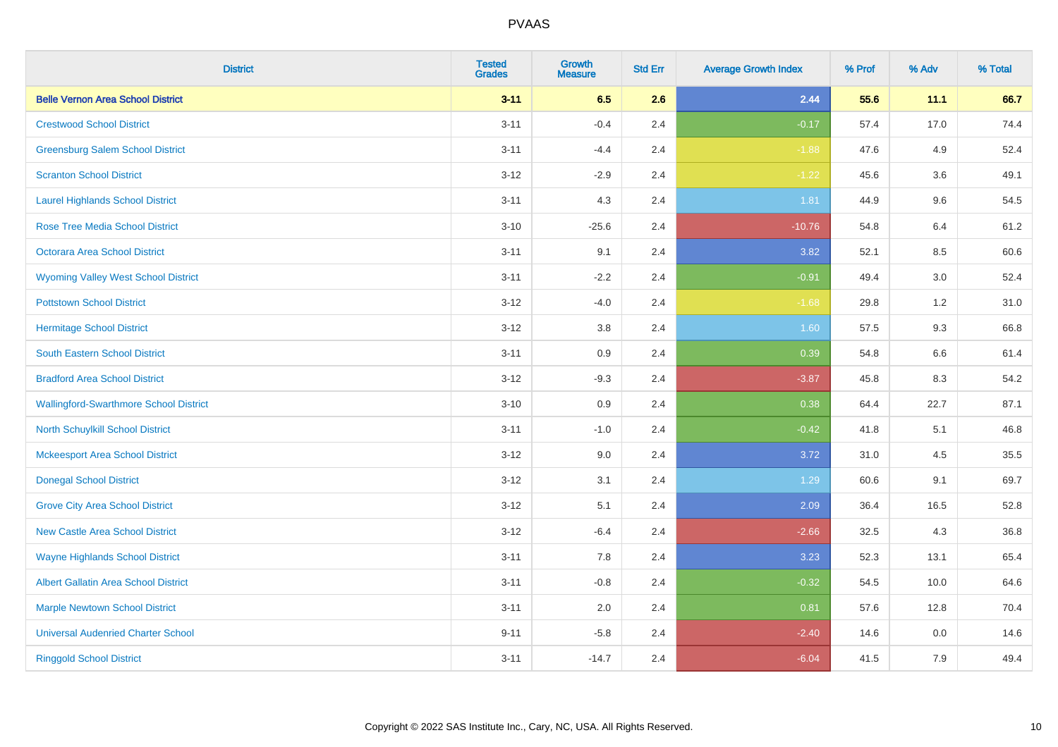# PVAAS

| District | Tested Grades | Growth Measure | Std Err | Average Growth Index | % Prof | % Adv | % Total |
|---|---|---|---|---|---|---|---|
| **Belle Vernon Area School District** | **3-11** | **6.5** | **2.6** | **2.44** | **55.6** | **11.1** | **66.7** |
| Crestwood School District | 3-11 | -0.4 | 2.4 | -0.17 | 57.4 | 17.0 | 74.4 |
| Greensburg Salem School District | 3-11 | -4.4 | 2.4 | -1.88 | 47.6 | 4.9 | 52.4 |
| Scranton School District | 3-12 | -2.9 | 2.4 | -1.22 | 45.6 | 3.6 | 49.1 |
| Laurel Highlands School District | 3-11 | 4.3 | 2.4 | 1.81 | 44.9 | 9.6 | 54.5 |
| Rose Tree Media School District | 3-10 | -25.6 | 2.4 | -10.76 | 54.8 | 6.4 | 61.2 |
| Octorara Area School District | 3-11 | 9.1 | 2.4 | 3.82 | 52.1 | 8.5 | 60.6 |
| Wyoming Valley West School District | 3-11 | -2.2 | 2.4 | -0.91 | 49.4 | 3.0 | 52.4 |
| Pottstown School District | 3-12 | -4.0 | 2.4 | -1.68 | 29.8 | 1.2 | 31.0 |
| Hermitage School District | 3-12 | 3.8 | 2.4 | 1.60 | 57.5 | 9.3 | 66.8 |
| South Eastern School District | 3-11 | 0.9 | 2.4 | 0.39 | 54.8 | 6.6 | 61.4 |
| Bradford Area School District | 3-12 | -9.3 | 2.4 | -3.87 | 45.8 | 8.3 | 54.2 |
| Wallingford-Swarthmore School District | 3-10 | 0.9 | 2.4 | 0.38 | 64.4 | 22.7 | 87.1 |
| North Schuylkill School District | 3-11 | -1.0 | 2.4 | -0.42 | 41.8 | 5.1 | 46.8 |
| Mckeesport Area School District | 3-12 | 9.0 | 2.4 | 3.72 | 31.0 | 4.5 | 35.5 |
| Donegal School District | 3-12 | 3.1 | 2.4 | 1.29 | 60.6 | 9.1 | 69.7 |
| Grove City Area School District | 3-12 | 5.1 | 2.4 | 2.09 | 36.4 | 16.5 | 52.8 |
| New Castle Area School District | 3-12 | -6.4 | 2.4 | -2.66 | 32.5 | 4.3 | 36.8 |
| Wayne Highlands School District | 3-11 | 7.8 | 2.4 | 3.23 | 52.3 | 13.1 | 65.4 |
| Albert Gallatin Area School District | 3-11 | -0.8 | 2.4 | -0.32 | 54.5 | 10.0 | 64.6 |
| Marple Newtown School District | 3-11 | 2.0 | 2.4 | 0.81 | 57.6 | 12.8 | 70.4 |
| Universal Audenried Charter School | 9-11 | -5.8 | 2.4 | -2.40 | 14.6 | 0.0 | 14.6 |
| Ringgold School District | 3-11 | -14.7 | 2.4 | -6.04 | 41.5 | 7.9 | 49.4 |

Copyright © 2022 SAS Institute Inc., Cary, NC, USA. All Rights Reserved.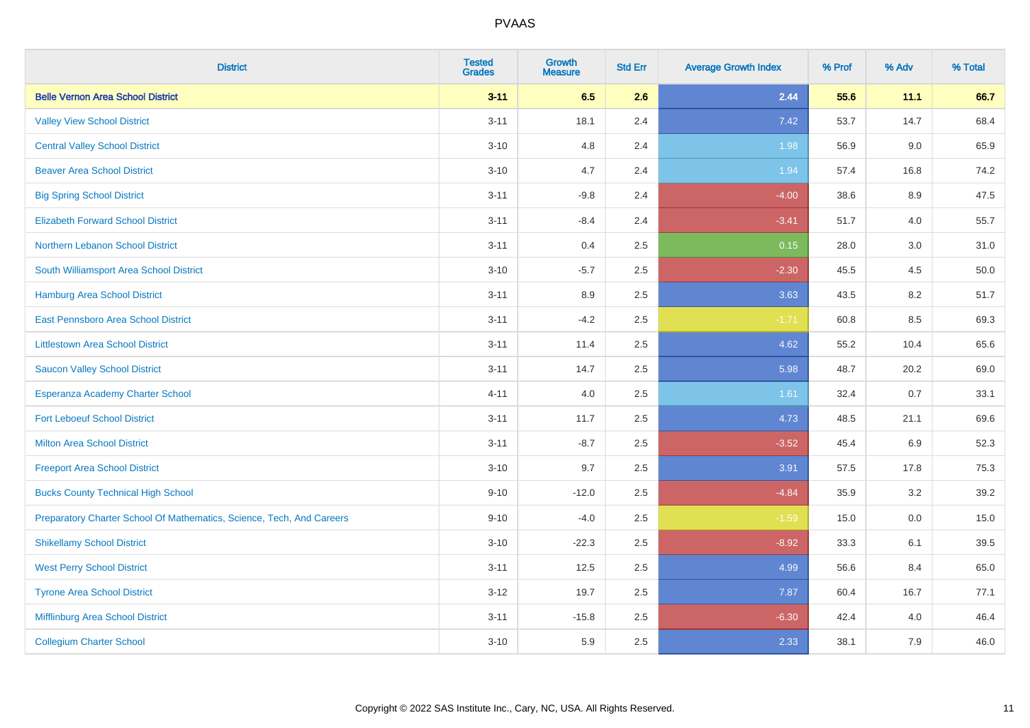# PVAAS

| District | Tested Grades | Growth Measure | Std Err | Average Growth Index | % Prof | % Adv | % Total |
|---|---|---|---|---|---|---|---|
| **Belle Vernon Area School District** | **3-11** | **6.5** | **2.6** | **2.44** | **55.6** | **11.1** | **66.7** |
| Valley View School District | 3-11 | 18.1 | 2.4 | 7.42 | 53.7 | 14.7 | 68.4 |
| Central Valley School District | 3-10 | 4.8 | 2.4 | 1.98 | 56.9 | 9.0 | 65.9 |
| Beaver Area School District | 3-10 | 4.7 | 2.4 | 1.94 | 57.4 | 16.8 | 74.2 |
| Big Spring School District | 3-11 | -9.8 | 2.4 | -4.00 | 38.6 | 8.9 | 47.5 |
| Elizabeth Forward School District | 3-11 | -8.4 | 2.4 | -3.41 | 51.7 | 4.0 | 55.7 |
| Northern Lebanon School District | 3-11 | 0.4 | 2.5 | 0.15 | 28.0 | 3.0 | 31.0 |
| South Williamsport Area School District | 3-10 | -5.7 | 2.5 | -2.30 | 45.5 | 4.5 | 50.0 |
| Hamburg Area School District | 3-11 | 8.9 | 2.5 | 3.63 | 43.5 | 8.2 | 51.7 |
| East Pennsboro Area School District | 3-11 | -4.2 | 2.5 | -1.71 | 60.8 | 8.5 | 69.3 |
| Littlestown Area School District | 3-11 | 11.4 | 2.5 | 4.62 | 55.2 | 10.4 | 65.6 |
| Saucon Valley School District | 3-11 | 14.7 | 2.5 | 5.98 | 48.7 | 20.2 | 69.0 |
| Esperanza Academy Charter School | 4-11 | 4.0 | 2.5 | 1.61 | 32.4 | 0.7 | 33.1 |
| Fort Leboeuf School District | 3-11 | 11.7 | 2.5 | 4.73 | 48.5 | 21.1 | 69.6 |
| Milton Area School District | 3-11 | -8.7 | 2.5 | -3.52 | 45.4 | 6.9 | 52.3 |
| Freeport Area School District | 3-10 | 9.7 | 2.5 | 3.91 | 57.5 | 17.8 | 75.3 |
| Bucks County Technical High School | 9-10 | -12.0 | 2.5 | -4.84 | 35.9 | 3.2 | 39.2 |
| Preparatory Charter School Of Mathematics, Science, Tech, And Careers | 9-10 | -4.0 | 2.5 | -1.59 | 15.0 | 0.0 | 15.0 |
| Shikellamy School District | 3-10 | -22.3 | 2.5 | -8.92 | 33.3 | 6.1 | 39.5 |
| West Perry School District | 3-11 | 12.5 | 2.5 | 4.99 | 56.6 | 8.4 | 65.0 |
| Tyrone Area School District | 3-12 | 19.7 | 2.5 | 7.87 | 60.4 | 16.7 | 77.1 |
| Mifflinburg Area School District | 3-11 | -15.8 | 2.5 | -6.30 | 42.4 | 4.0 | 46.4 |
| Collegium Charter School | 3-10 | 5.9 | 2.5 | 2.33 | 38.1 | 7.9 | 46.0 |

Copyright © 2022 SAS Institute Inc., Cary, NC, USA. All Rights Reserved.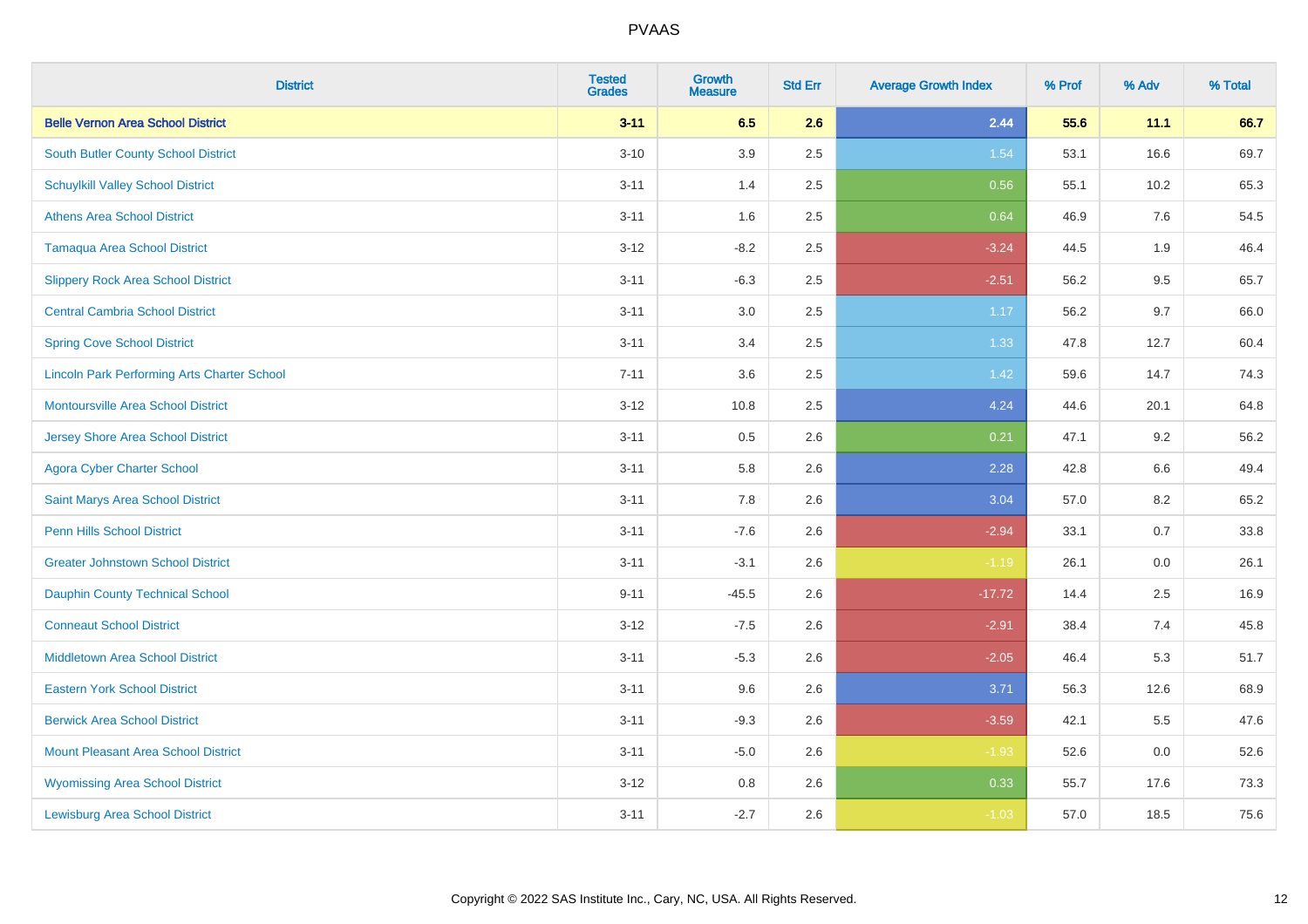| District | Tested Grades | Growth Measure | Std Err | Average Growth Index | % Prof | % Adv | % Total |
|---|---|---|---|---|---|---|---|
| **Belle Vernon Area School District** | **3-11** | **6.5** | **2.6** | **2.44** | **55.6** | **11.1** | **66.7** |
| South Butler County School District | 3-10 | 3.9 | 2.5 | 1.54 | 53.1 | 16.6 | 69.7 |
| Schuylkill Valley School District | 3-11 | 1.4 | 2.5 | 0.56 | 55.1 | 10.2 | 65.3 |
| Athens Area School District | 3-11 | 1.6 | 2.5 | 0.64 | 46.9 | 7.6 | 54.5 |
| Tamaqua Area School District | 3-12 | -8.2 | 2.5 | -3.24 | 44.5 | 1.9 | 46.4 |
| Slippery Rock Area School District | 3-11 | -6.3 | 2.5 | -2.51 | 56.2 | 9.5 | 65.7 |
| Central Cambria School District | 3-11 | 3.0 | 2.5 | 1.17 | 56.2 | 9.7 | 66.0 |
| Spring Cove School District | 3-11 | 3.4 | 2.5 | 1.33 | 47.8 | 12.7 | 60.4 |
| Lincoln Park Performing Arts Charter School | 7-11 | 3.6 | 2.5 | 1.42 | 59.6 | 14.7 | 74.3 |
| Montoursville Area School District | 3-12 | 10.8 | 2.5 | 4.24 | 44.6 | 20.1 | 64.8 |
| Jersey Shore Area School District | 3-11 | 0.5 | 2.6 | 0.21 | 47.1 | 9.2 | 56.2 |
| Agora Cyber Charter School | 3-11 | 5.8 | 2.6 | 2.28 | 42.8 | 6.6 | 49.4 |
| Saint Marys Area School District | 3-11 | 7.8 | 2.6 | 3.04 | 57.0 | 8.2 | 65.2 |
| Penn Hills School District | 3-11 | -7.6 | 2.6 | -2.94 | 33.1 | 0.7 | 33.8 |
| Greater Johnstown School District | 3-11 | -3.1 | 2.6 | -1.19 | 26.1 | 0.0 | 26.1 |
| Dauphin County Technical School | 9-11 | -45.5 | 2.6 | -17.72 | 14.4 | 2.5 | 16.9 |
| Conneaut School District | 3-12 | -7.5 | 2.6 | -2.91 | 38.4 | 7.4 | 45.8 |
| Middletown Area School District | 3-11 | -5.3 | 2.6 | -2.05 | 46.4 | 5.3 | 51.7 |
| Eastern York School District | 3-11 | 9.6 | 2.6 | 3.71 | 56.3 | 12.6 | 68.9 |
| Berwick Area School District | 3-11 | -9.3 | 2.6 | -3.59 | 42.1 | 5.5 | 47.6 |
| Mount Pleasant Area School District | 3-11 | -5.0 | 2.6 | -1.93 | 52.6 | 0.0 | 52.6 |
| Wyomissing Area School District | 3-12 | 0.8 | 2.6 | 0.33 | 55.7 | 17.6 | 73.3 |
| Lewisburg Area School District | 3-11 | -2.7 | 2.6 | -1.03 | 57.0 | 18.5 | 75.6 |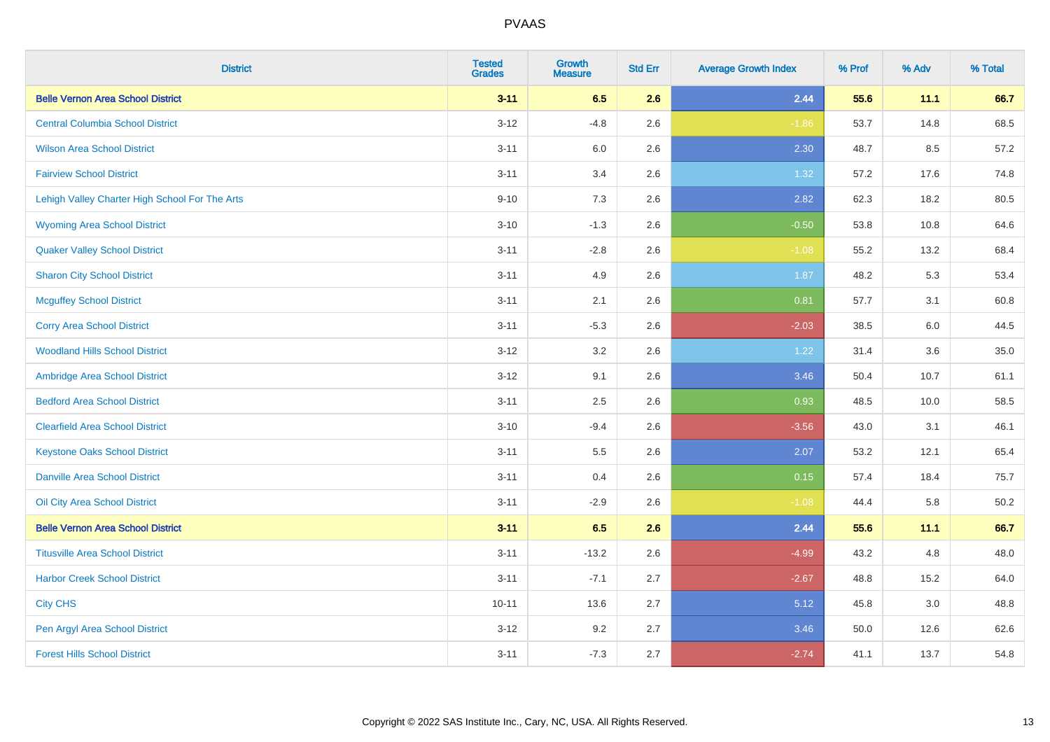# PVAAS

| District | Tested Grades | Growth Measure | Std Err | Average Growth Index | % Prof | % Adv | % Total |
|---|---|---|---|---|---|---|---|
| **Belle Vernon Area School District** | **3-11** | **6.5** | **2.6** | **2.44** | **55.6** | **11.1** | **66.7** |
| Central Columbia School District | 3-12 | -4.8 | 2.6 | -1.86 | 53.7 | 14.8 | 68.5 |
| Wilson Area School District | 3-11 | 6.0 | 2.6 | 2.30 | 48.7 | 8.5 | 57.2 |
| Fairview School District | 3-11 | 3.4 | 2.6 | 1.32 | 57.2 | 17.6 | 74.8 |
| Lehigh Valley Charter High School For The Arts | 9-10 | 7.3 | 2.6 | 2.82 | 62.3 | 18.2 | 80.5 |
| Wyoming Area School District | 3-10 | -1.3 | 2.6 | -0.50 | 53.8 | 10.8 | 64.6 |
| Quaker Valley School District | 3-11 | -2.8 | 2.6 | -1.08 | 55.2 | 13.2 | 68.4 |
| Sharon City School District | 3-11 | 4.9 | 2.6 | 1.87 | 48.2 | 5.3 | 53.4 |
| Mcguffey School District | 3-11 | 2.1 | 2.6 | 0.81 | 57.7 | 3.1 | 60.8 |
| Corry Area School District | 3-11 | -5.3 | 2.6 | -2.03 | 38.5 | 6.0 | 44.5 |
| Woodland Hills School District | 3-12 | 3.2 | 2.6 | 1.22 | 31.4 | 3.6 | 35.0 |
| Ambridge Area School District | 3-12 | 9.1 | 2.6 | 3.46 | 50.4 | 10.7 | 61.1 |
| Bedford Area School District | 3-11 | 2.5 | 2.6 | 0.93 | 48.5 | 10.0 | 58.5 |
| Clearfield Area School District | 3-10 | -9.4 | 2.6 | -3.56 | 43.0 | 3.1 | 46.1 |
| Keystone Oaks School District | 3-11 | 5.5 | 2.6 | 2.07 | 53.2 | 12.1 | 65.4 |
| Danville Area School District | 3-11 | 0.4 | 2.6 | 0.15 | 57.4 | 18.4 | 75.7 |
| Oil City Area School District | 3-11 | -2.9 | 2.6 | -1.08 | 44.4 | 5.8 | 50.2 |
| **Belle Vernon Area School District** | **3-11** | **6.5** | **2.6** | **2.44** | **55.6** | **11.1** | **66.7** |
| Titusville Area School District | 3-11 | -13.2 | 2.6 | -4.99 | 43.2 | 4.8 | 48.0 |
| Harbor Creek School District | 3-11 | -7.1 | 2.7 | -2.67 | 48.8 | 15.2 | 64.0 |
| City CHS | 10-11 | 13.6 | 2.7 | 5.12 | 45.8 | 3.0 | 48.8 |
| Pen Argyl Area School District | 3-12 | 9.2 | 2.7 | 3.46 | 50.0 | 12.6 | 62.6 |
| Forest Hills School District | 3-11 | -7.3 | 2.7 | -2.74 | 41.1 | 13.7 | 54.8 |

Copyright © 2022 SAS Institute Inc., Cary, NC, USA. All Rights Reserved.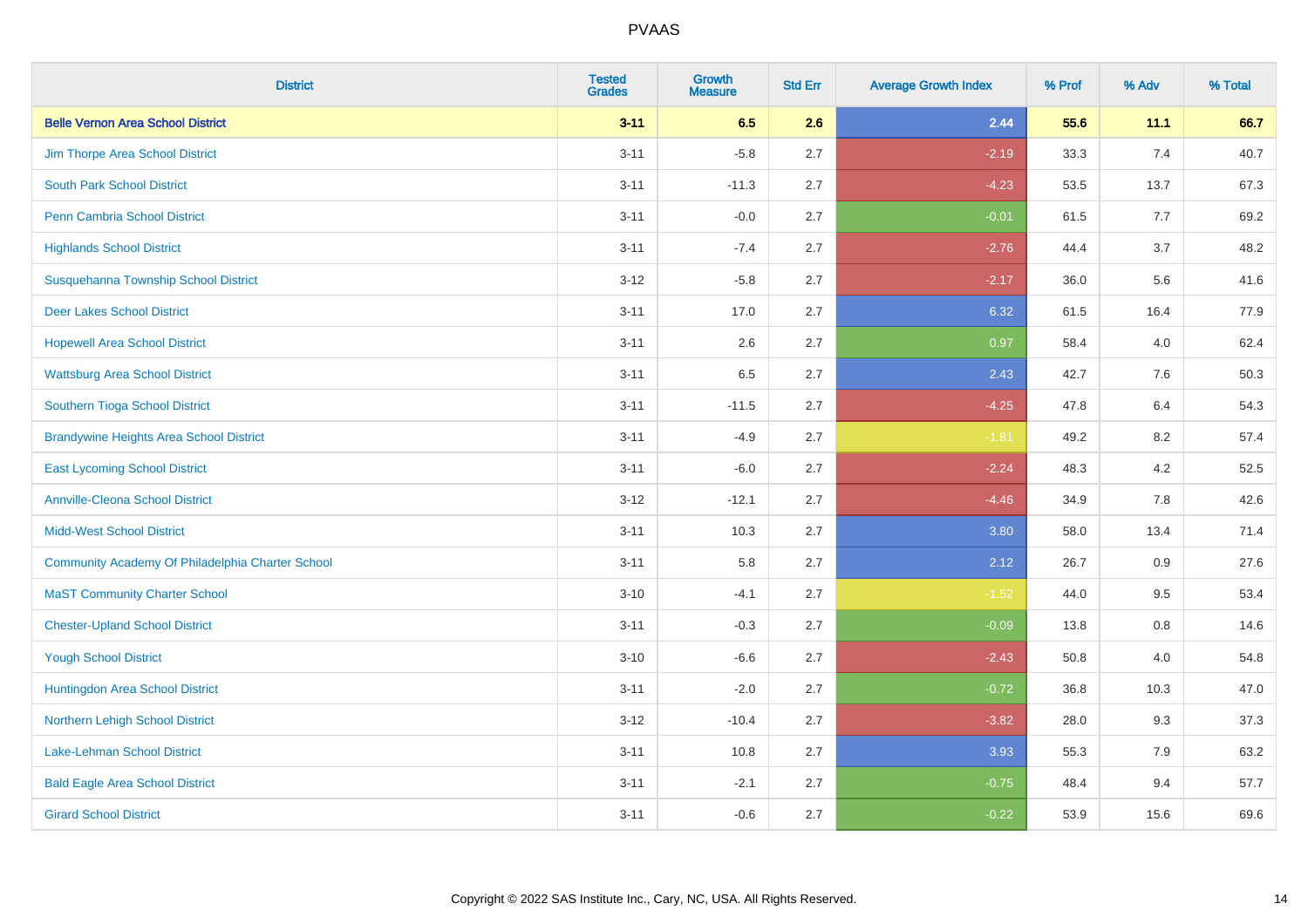| District | Tested Grades | Growth Measure | Std Err | Average Growth Index | % Prof | % Adv | % Total |
|---|---|---|---|---|---|---|---|
| **Belle Vernon Area School District** | **3-11** | **6.5** | **2.6** | **2.44** | **55.6** | **11.1** | **66.7** |
| Jim Thorpe Area School District | 3-11 | -5.8 | 2.7 | -2.19 | 33.3 | 7.4 | 40.7 |
| South Park School District | 3-11 | -11.3 | 2.7 | -4.23 | 53.5 | 13.7 | 67.3 |
| Penn Cambria School District | 3-11 | -0.0 | 2.7 | -0.01 | 61.5 | 7.7 | 69.2 |
| Highlands School District | 3-11 | -7.4 | 2.7 | -2.76 | 44.4 | 3.7 | 48.2 |
| Susquehanna Township School District | 3-12 | -5.8 | 2.7 | -2.17 | 36.0 | 5.6 | 41.6 |
| Deer Lakes School District | 3-11 | 17.0 | 2.7 | 6.32 | 61.5 | 16.4 | 77.9 |
| Hopewell Area School District | 3-11 | 2.6 | 2.7 | 0.97 | 58.4 | 4.0 | 62.4 |
| Wattsburg Area School District | 3-11 | 6.5 | 2.7 | 2.43 | 42.7 | 7.6 | 50.3 |
| Southern Tioga School District | 3-11 | -11.5 | 2.7 | -4.25 | 47.8 | 6.4 | 54.3 |
| Brandywine Heights Area School District | 3-11 | -4.9 | 2.7 | -1.81 | 49.2 | 8.2 | 57.4 |
| East Lycoming School District | 3-11 | -6.0 | 2.7 | -2.24 | 48.3 | 4.2 | 52.5 |
| Annville-Cleona School District | 3-12 | -12.1 | 2.7 | -4.46 | 34.9 | 7.8 | 42.6 |
| Midd-West School District | 3-11 | 10.3 | 2.7 | 3.80 | 58.0 | 13.4 | 71.4 |
| Community Academy Of Philadelphia Charter School | 3-11 | 5.8 | 2.7 | 2.12 | 26.7 | 0.9 | 27.6 |
| MaST Community Charter School | 3-10 | -4.1 | 2.7 | -1.52 | 44.0 | 9.5 | 53.4 |
| Chester-Upland School District | 3-11 | -0.3 | 2.7 | -0.09 | 13.8 | 0.8 | 14.6 |
| Yough School District | 3-10 | -6.6 | 2.7 | -2.43 | 50.8 | 4.0 | 54.8 |
| Huntingdon Area School District | 3-11 | -2.0 | 2.7 | -0.72 | 36.8 | 10.3 | 47.0 |
| Northern Lehigh School District | 3-12 | -10.4 | 2.7 | -3.82 | 28.0 | 9.3 | 37.3 |
| Lake-Lehman School District | 3-11 | 10.8 | 2.7 | 3.93 | 55.3 | 7.9 | 63.2 |
| Bald Eagle Area School District | 3-11 | -2.1 | 2.7 | -0.75 | 48.4 | 9.4 | 57.7 |
| Girard School District | 3-11 | -0.6 | 2.7 | -0.22 | 53.9 | 15.6 | 69.6 |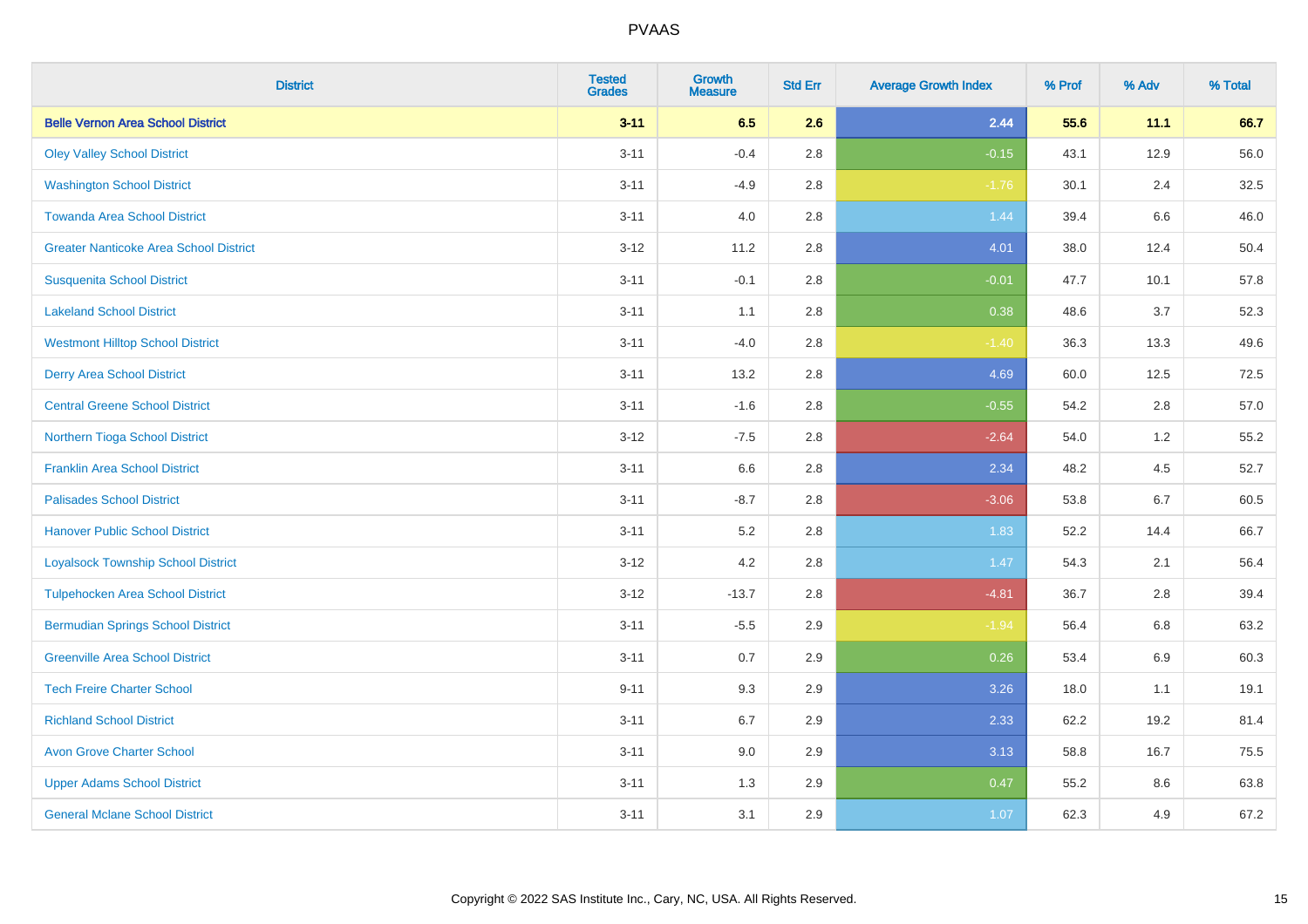| District | Tested Grades | Growth Measure | Std Err | Average Growth Index | % Prof | % Adv | % Total |
|---|---|---|---|---|---|---|---|
| **Belle Vernon Area School District** | **3-11** | **6.5** | **2.6** | **2.44** | **55.6** | **11.1** | **66.7** |
| Oley Valley School District | 3-11 | -0.4 | 2.8 | -0.15 | 43.1 | 12.9 | 56.0 |
| Washington School District | 3-11 | -4.9 | 2.8 | -1.76 | 30.1 | 2.4 | 32.5 |
| Towanda Area School District | 3-11 | 4.0 | 2.8 | 1.44 | 39.4 | 6.6 | 46.0 |
| Greater Nanticoke Area School District | 3-12 | 11.2 | 2.8 | 4.01 | 38.0 | 12.4 | 50.4 |
| Susquenita School District | 3-11 | -0.1 | 2.8 | -0.01 | 47.7 | 10.1 | 57.8 |
| Lakeland School District | 3-11 | 1.1 | 2.8 | 0.38 | 48.6 | 3.7 | 52.3 |
| Westmont Hilltop School District | 3-11 | -4.0 | 2.8 | -1.40 | 36.3 | 13.3 | 49.6 |
| Derry Area School District | 3-11 | 13.2 | 2.8 | 4.69 | 60.0 | 12.5 | 72.5 |
| Central Greene School District | 3-11 | -1.6 | 2.8 | -0.55 | 54.2 | 2.8 | 57.0 |
| Northern Tioga School District | 3-12 | -7.5 | 2.8 | -2.64 | 54.0 | 1.2 | 55.2 |
| Franklin Area School District | 3-11 | 6.6 | 2.8 | 2.34 | 48.2 | 4.5 | 52.7 |
| Palisades School District | 3-11 | -8.7 | 2.8 | -3.06 | 53.8 | 6.7 | 60.5 |
| Hanover Public School District | 3-11 | 5.2 | 2.8 | 1.83 | 52.2 | 14.4 | 66.7 |
| Loyalsock Township School District | 3-12 | 4.2 | 2.8 | 1.47 | 54.3 | 2.1 | 56.4 |
| Tulpehocken Area School District | 3-12 | -13.7 | 2.8 | -4.81 | 36.7 | 2.8 | 39.4 |
| Bermudian Springs School District | 3-11 | -5.5 | 2.9 | -1.94 | 56.4 | 6.8 | 63.2 |
| Greenville Area School District | 3-11 | 0.7 | 2.9 | 0.26 | 53.4 | 6.9 | 60.3 |
| Tech Freire Charter School | 9-11 | 9.3 | 2.9 | 3.26 | 18.0 | 1.1 | 19.1 |
| Richland School District | 3-11 | 6.7 | 2.9 | 2.33 | 62.2 | 19.2 | 81.4 |
| Avon Grove Charter School | 3-11 | 9.0 | 2.9 | 3.13 | 58.8 | 16.7 | 75.5 |
| Upper Adams School District | 3-11 | 1.3 | 2.9 | 0.47 | 55.2 | 8.6 | 63.8 |
| General Mclane School District | 3-11 | 3.1 | 2.9 | 1.07 | 62.3 | 4.9 | 67.2 |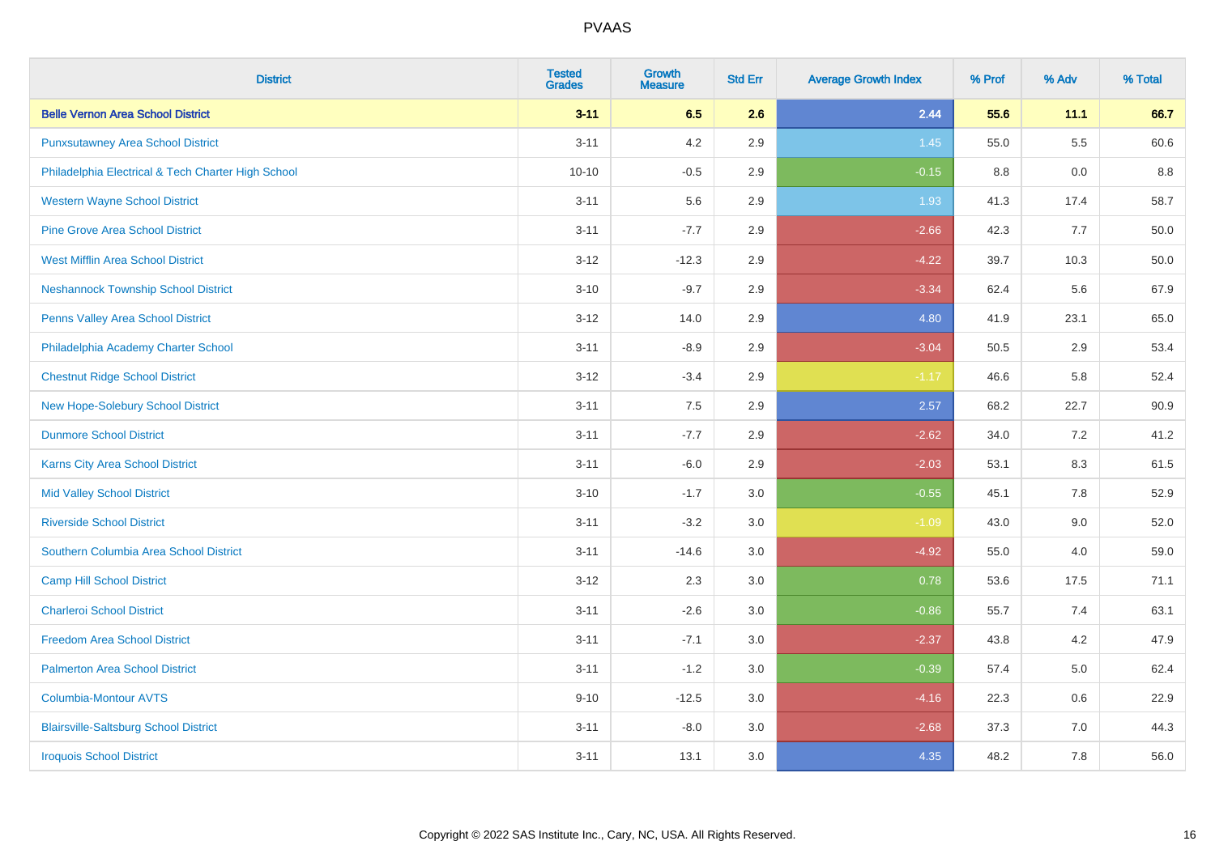# PVAAS

| District | Tested Grades | Growth Measure | Std Err | Average Growth Index | % Prof | % Adv | % Total |
|---|---|---|---|---|---|---|---|
| **Belle Vernon Area School District** | **3-11** | **6.5** | **2.6** | **2.44** | **55.6** | **11.1** | **66.7** |
| Punxsutawney Area School District | 3-11 | 4.2 | 2.9 | 1.45 | 55.0 | 5.5 | 60.6 |
| Philadelphia Electrical & Tech Charter High School | 10-10 | -0.5 | 2.9 | -0.15 | 8.8 | 0.0 | 8.8 |
| Western Wayne School District | 3-11 | 5.6 | 2.9 | 1.93 | 41.3 | 17.4 | 58.7 |
| Pine Grove Area School District | 3-11 | -7.7 | 2.9 | -2.66 | 42.3 | 7.7 | 50.0 |
| West Mifflin Area School District | 3-12 | -12.3 | 2.9 | -4.22 | 39.7 | 10.3 | 50.0 |
| Neshannock Township School District | 3-10 | -9.7 | 2.9 | -3.34 | 62.4 | 5.6 | 67.9 |
| Penns Valley Area School District | 3-12 | 14.0 | 2.9 | 4.80 | 41.9 | 23.1 | 65.0 |
| Philadelphia Academy Charter School | 3-11 | -8.9 | 2.9 | -3.04 | 50.5 | 2.9 | 53.4 |
| Chestnut Ridge School District | 3-12 | -3.4 | 2.9 | -1.17 | 46.6 | 5.8 | 52.4 |
| New Hope-Solebury School District | 3-11 | 7.5 | 2.9 | 2.57 | 68.2 | 22.7 | 90.9 |
| Dunmore School District | 3-11 | -7.7 | 2.9 | -2.62 | 34.0 | 7.2 | 41.2 |
| Karns City Area School District | 3-11 | -6.0 | 2.9 | -2.03 | 53.1 | 8.3 | 61.5 |
| Mid Valley School District | 3-10 | -1.7 | 3.0 | -0.55 | 45.1 | 7.8 | 52.9 |
| Riverside School District | 3-11 | -3.2 | 3.0 | -1.09 | 43.0 | 9.0 | 52.0 |
| Southern Columbia Area School District | 3-11 | -14.6 | 3.0 | -4.92 | 55.0 | 4.0 | 59.0 |
| Camp Hill School District | 3-12 | 2.3 | 3.0 | 0.78 | 53.6 | 17.5 | 71.1 |
| Charleroi School District | 3-11 | -2.6 | 3.0 | -0.86 | 55.7 | 7.4 | 63.1 |
| Freedom Area School District | 3-11 | -7.1 | 3.0 | -2.37 | 43.8 | 4.2 | 47.9 |
| Palmerton Area School District | 3-11 | -1.2 | 3.0 | -0.39 | 57.4 | 5.0 | 62.4 |
| Columbia-Montour AVTS | 9-10 | -12.5 | 3.0 | -4.16 | 22.3 | 0.6 | 22.9 |
| Blairsville-Saltsburg School District | 3-11 | -8.0 | 3.0 | -2.68 | 37.3 | 7.0 | 44.3 |
| Iroquois School District | 3-11 | 13.1 | 3.0 | 4.35 | 48.2 | 7.8 | 56.0 |

Copyright © 2022 SAS Institute Inc., Cary, NC, USA. All Rights Reserved.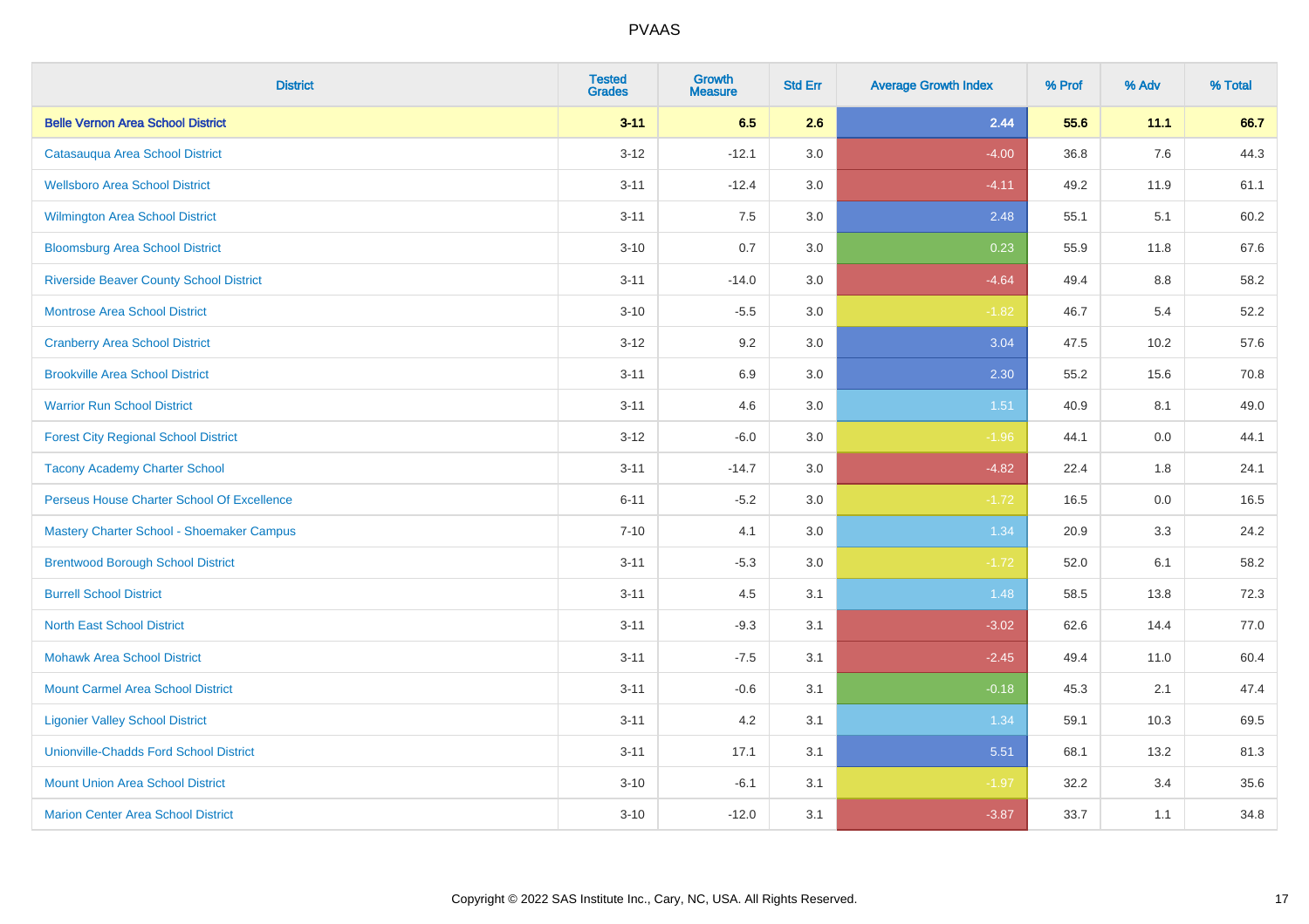# PVAAS

| District | Tested Grades | Growth Measure | Std Err | Average Growth Index | % Prof | % Adv | % Total |
|---|---|---|---|---|---|---|---|
| **Belle Vernon Area School District** | **3-11** | **6.5** | **2.6** | **2.44** | **55.6** | **11.1** | **66.7** |
| Catasauqua Area School District | 3-12 | -12.1 | 3.0 | -4.00 | 36.8 | 7.6 | 44.3 |
| Wellsboro Area School District | 3-11 | -12.4 | 3.0 | -4.11 | 49.2 | 11.9 | 61.1 |
| Wilmington Area School District | 3-11 | 7.5 | 3.0 | 2.48 | 55.1 | 5.1 | 60.2 |
| Bloomsburg Area School District | 3-10 | 0.7 | 3.0 | 0.23 | 55.9 | 11.8 | 67.6 |
| Riverside Beaver County School District | 3-11 | -14.0 | 3.0 | -4.64 | 49.4 | 8.8 | 58.2 |
| Montrose Area School District | 3-10 | -5.5 | 3.0 | -1.82 | 46.7 | 5.4 | 52.2 |
| Cranberry Area School District | 3-12 | 9.2 | 3.0 | 3.04 | 47.5 | 10.2 | 57.6 |
| Brookville Area School District | 3-11 | 6.9 | 3.0 | 2.30 | 55.2 | 15.6 | 70.8 |
| Warrior Run School District | 3-11 | 4.6 | 3.0 | 1.51 | 40.9 | 8.1 | 49.0 |
| Forest City Regional School District | 3-12 | -6.0 | 3.0 | -1.96 | 44.1 | 0.0 | 44.1 |
| Tacony Academy Charter School | 3-11 | -14.7 | 3.0 | -4.82 | 22.4 | 1.8 | 24.1 |
| Perseus House Charter School Of Excellence | 6-11 | -5.2 | 3.0 | -1.72 | 16.5 | 0.0 | 16.5 |
| Mastery Charter School - Shoemaker Campus | 7-10 | 4.1 | 3.0 | 1.34 | 20.9 | 3.3 | 24.2 |
| Brentwood Borough School District | 3-11 | -5.3 | 3.0 | -1.72 | 52.0 | 6.1 | 58.2 |
| Burrell School District | 3-11 | 4.5 | 3.1 | 1.48 | 58.5 | 13.8 | 72.3 |
| North East School District | 3-11 | -9.3 | 3.1 | -3.02 | 62.6 | 14.4 | 77.0 |
| Mohawk Area School District | 3-11 | -7.5 | 3.1 | -2.45 | 49.4 | 11.0 | 60.4 |
| Mount Carmel Area School District | 3-11 | -0.6 | 3.1 | -0.18 | 45.3 | 2.1 | 47.4 |
| Ligonier Valley School District | 3-11 | 4.2 | 3.1 | 1.34 | 59.1 | 10.3 | 69.5 |
| Unionville-Chadds Ford School District | 3-11 | 17.1 | 3.1 | 5.51 | 68.1 | 13.2 | 81.3 |
| Mount Union Area School District | 3-10 | -6.1 | 3.1 | -1.97 | 32.2 | 3.4 | 35.6 |
| Marion Center Area School District | 3-10 | -12.0 | 3.1 | -3.87 | 33.7 | 1.1 | 34.8 |

Copyright © 2022 SAS Institute Inc., Cary, NC, USA. All Rights Reserved.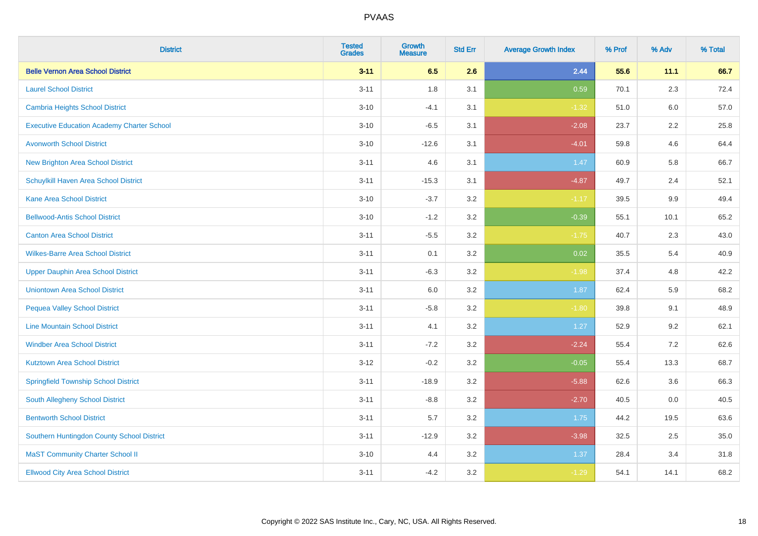| District | Tested Grades | Growth Measure | Std Err | Average Growth Index | % Prof | % Adv | % Total |
|---|---|---|---|---|---|---|---|
| **Belle Vernon Area School District** | **3-11** | **6.5** | **2.6** | **2.44** | **55.6** | **11.1** | **66.7** |
| Laurel School District | 3-11 | 1.8 | 3.1 | 0.59 | 70.1 | 2.3 | 72.4 |
| Cambria Heights School District | 3-10 | -4.1 | 3.1 | -1.32 | 51.0 | 6.0 | 57.0 |
| Executive Education Academy Charter School | 3-10 | -6.5 | 3.1 | -2.08 | 23.7 | 2.2 | 25.8 |
| Avonworth School District | 3-10 | -12.6 | 3.1 | -4.01 | 59.8 | 4.6 | 64.4 |
| New Brighton Area School District | 3-11 | 4.6 | 3.1 | 1.47 | 60.9 | 5.8 | 66.7 |
| Schuylkill Haven Area School District | 3-11 | -15.3 | 3.1 | -4.87 | 49.7 | 2.4 | 52.1 |
| Kane Area School District | 3-10 | -3.7 | 3.2 | -1.17 | 39.5 | 9.9 | 49.4 |
| Bellwood-Antis School District | 3-10 | -1.2 | 3.2 | -0.39 | 55.1 | 10.1 | 65.2 |
| Canton Area School District | 3-11 | -5.5 | 3.2 | -1.75 | 40.7 | 2.3 | 43.0 |
| Wilkes-Barre Area School District | 3-11 | 0.1 | 3.2 | 0.02 | 35.5 | 5.4 | 40.9 |
| Upper Dauphin Area School District | 3-11 | -6.3 | 3.2 | -1.98 | 37.4 | 4.8 | 42.2 |
| Uniontown Area School District | 3-11 | 6.0 | 3.2 | 1.87 | 62.4 | 5.9 | 68.2 |
| Pequea Valley School District | 3-11 | -5.8 | 3.2 | -1.80 | 39.8 | 9.1 | 48.9 |
| Line Mountain School District | 3-11 | 4.1 | 3.2 | 1.27 | 52.9 | 9.2 | 62.1 |
| Windber Area School District | 3-11 | -7.2 | 3.2 | -2.24 | 55.4 | 7.2 | 62.6 |
| Kutztown Area School District | 3-12 | -0.2 | 3.2 | -0.05 | 55.4 | 13.3 | 68.7 |
| Springfield Township School District | 3-11 | -18.9 | 3.2 | -5.88 | 62.6 | 3.6 | 66.3 |
| South Allegheny School District | 3-11 | -8.8 | 3.2 | -2.70 | 40.5 | 0.0 | 40.5 |
| Bentworth School District | 3-11 | 5.7 | 3.2 | 1.75 | 44.2 | 19.5 | 63.6 |
| Southern Huntingdon County School District | 3-11 | -12.9 | 3.2 | -3.98 | 32.5 | 2.5 | 35.0 |
| MaST Community Charter School II | 3-10 | 4.4 | 3.2 | 1.37 | 28.4 | 3.4 | 31.8 |
| Ellwood City Area School District | 3-11 | -4.2 | 3.2 | -1.29 | 54.1 | 14.1 | 68.2 |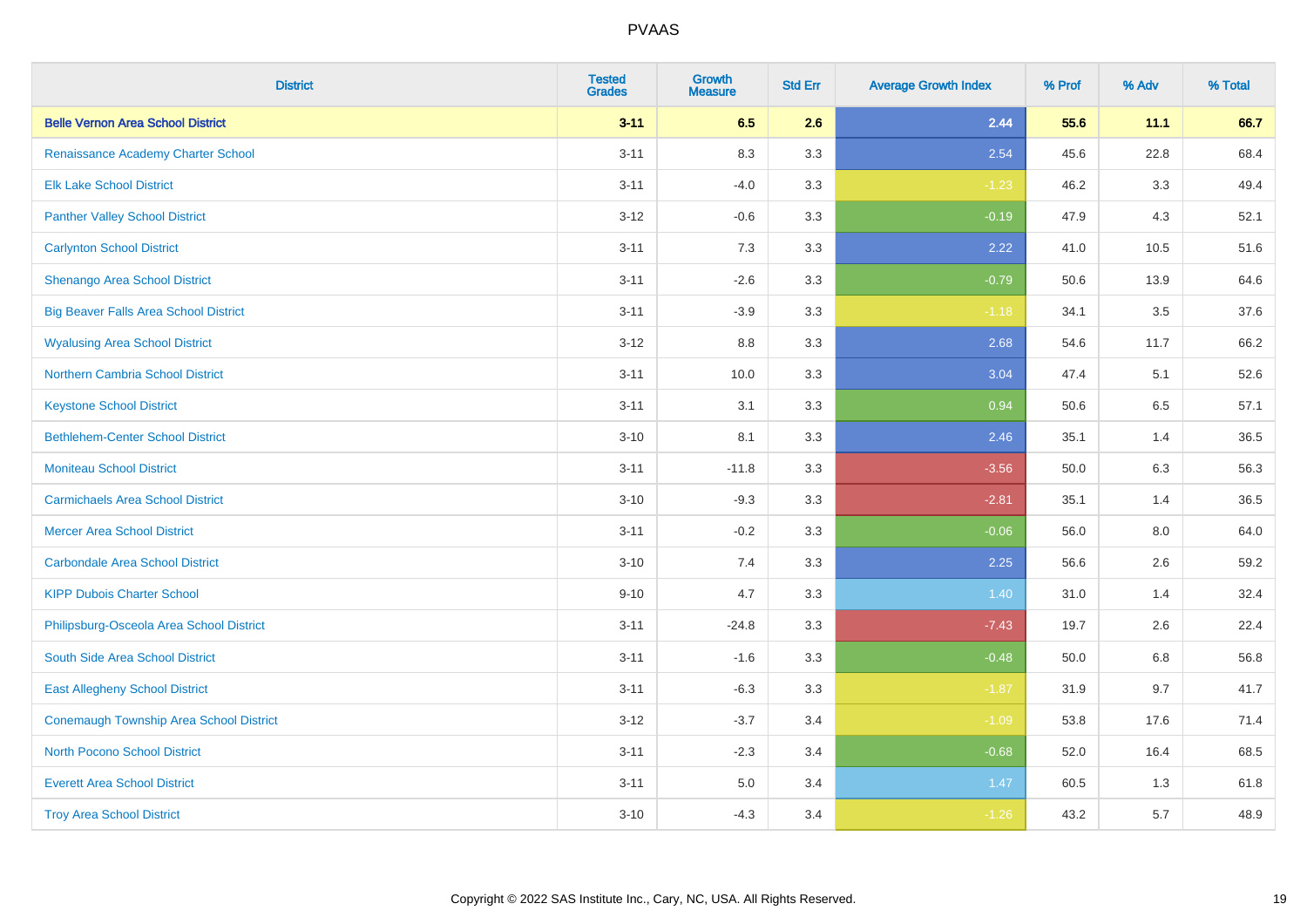| District | Tested Grades | Growth Measure | Std Err | Average Growth Index | % Prof | % Adv | % Total |
|---|---|---|---|---|---|---|---|
| **Belle Vernon Area School District** | **3-11** | **6.5** | **2.6** | **2.44** | **55.6** | **11.1** | **66.7** |
| Renaissance Academy Charter School | 3-11 | 8.3 | 3.3 | 2.54 | 45.6 | 22.8 | 68.4 |
| Elk Lake School District | 3-11 | -4.0 | 3.3 | -1.23 | 46.2 | 3.3 | 49.4 |
| Panther Valley School District | 3-12 | -0.6 | 3.3 | -0.19 | 47.9 | 4.3 | 52.1 |
| Carlynton School District | 3-11 | 7.3 | 3.3 | 2.22 | 41.0 | 10.5 | 51.6 |
| Shenango Area School District | 3-11 | -2.6 | 3.3 | -0.79 | 50.6 | 13.9 | 64.6 |
| Big Beaver Falls Area School District | 3-11 | -3.9 | 3.3 | -1.18 | 34.1 | 3.5 | 37.6 |
| Wyalusing Area School District | 3-12 | 8.8 | 3.3 | 2.68 | 54.6 | 11.7 | 66.2 |
| Northern Cambria School District | 3-11 | 10.0 | 3.3 | 3.04 | 47.4 | 5.1 | 52.6 |
| Keystone School District | 3-11 | 3.1 | 3.3 | 0.94 | 50.6 | 6.5 | 57.1 |
| Bethlehem-Center School District | 3-10 | 8.1 | 3.3 | 2.46 | 35.1 | 1.4 | 36.5 |
| Moniteau School District | 3-11 | -11.8 | 3.3 | -3.56 | 50.0 | 6.3 | 56.3 |
| Carmichaels Area School District | 3-10 | -9.3 | 3.3 | -2.81 | 35.1 | 1.4 | 36.5 |
| Mercer Area School District | 3-11 | -0.2 | 3.3 | -0.06 | 56.0 | 8.0 | 64.0 |
| Carbondale Area School District | 3-10 | 7.4 | 3.3 | 2.25 | 56.6 | 2.6 | 59.2 |
| KIPP Dubois Charter School | 9-10 | 4.7 | 3.3 | 1.40 | 31.0 | 1.4 | 32.4 |
| Philipsburg-Osceola Area School District | 3-11 | -24.8 | 3.3 | -7.43 | 19.7 | 2.6 | 22.4 |
| South Side Area School District | 3-11 | -1.6 | 3.3 | -0.48 | 50.0 | 6.8 | 56.8 |
| East Allegheny School District | 3-11 | -6.3 | 3.3 | -1.87 | 31.9 | 9.7 | 41.7 |
| Conemaugh Township Area School District | 3-12 | -3.7 | 3.4 | -1.09 | 53.8 | 17.6 | 71.4 |
| North Pocono School District | 3-11 | -2.3 | 3.4 | -0.68 | 52.0 | 16.4 | 68.5 |
| Everett Area School District | 3-11 | 5.0 | 3.4 | 1.47 | 60.5 | 1.3 | 61.8 |
| Troy Area School District | 3-10 | -4.3 | 3.4 | -1.26 | 43.2 | 5.7 | 48.9 |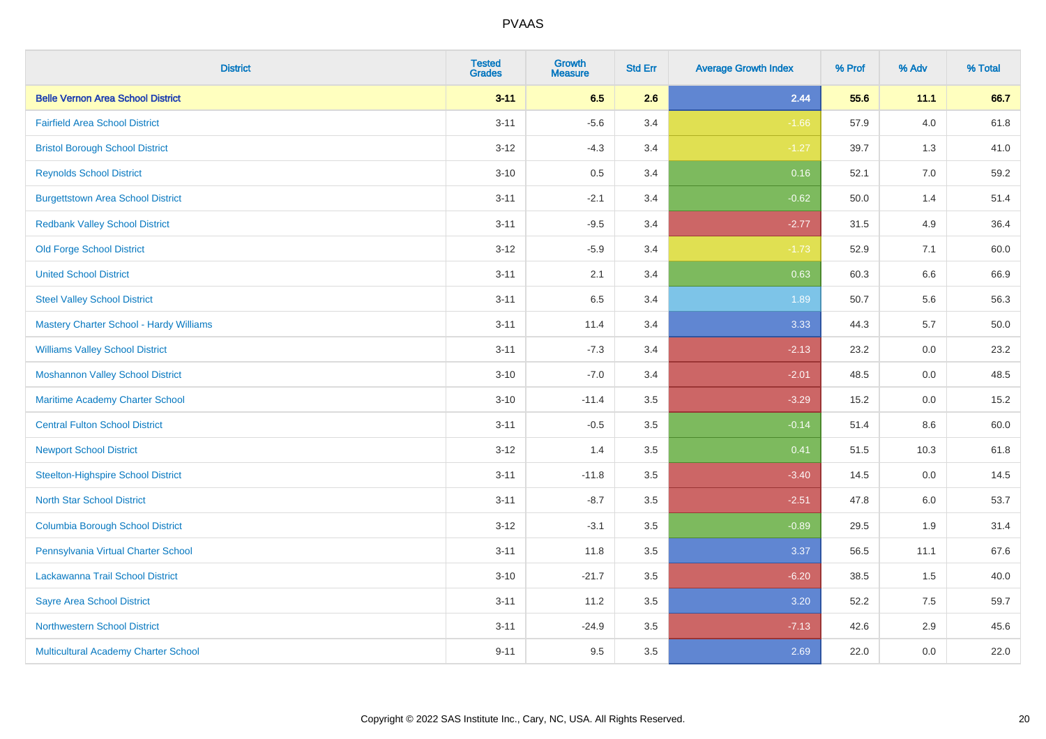| District | Tested Grades | Growth Measure | Std Err | Average Growth Index | % Prof | % Adv | % Total |
|---|---|---|---|---|---|---|---|
| **Belle Vernon Area School District** | **3-11** | **6.5** | **2.6** | **2.44** | **55.6** | **11.1** | **66.7** |
| Fairfield Area School District | 3-11 | -5.6 | 3.4 | -1.66 | 57.9 | 4.0 | 61.8 |
| Bristol Borough School District | 3-12 | -4.3 | 3.4 | -1.27 | 39.7 | 1.3 | 41.0 |
| Reynolds School District | 3-10 | 0.5 | 3.4 | 0.16 | 52.1 | 7.0 | 59.2 |
| Burgettstown Area School District | 3-11 | -2.1 | 3.4 | -0.62 | 50.0 | 1.4 | 51.4 |
| Redbank Valley School District | 3-11 | -9.5 | 3.4 | -2.77 | 31.5 | 4.9 | 36.4 |
| Old Forge School District | 3-12 | -5.9 | 3.4 | -1.73 | 52.9 | 7.1 | 60.0 |
| United School District | 3-11 | 2.1 | 3.4 | 0.63 | 60.3 | 6.6 | 66.9 |
| Steel Valley School District | 3-11 | 6.5 | 3.4 | 1.89 | 50.7 | 5.6 | 56.3 |
| Mastery Charter School - Hardy Williams | 3-11 | 11.4 | 3.4 | 3.33 | 44.3 | 5.7 | 50.0 |
| Williams Valley School District | 3-11 | -7.3 | 3.4 | -2.13 | 23.2 | 0.0 | 23.2 |
| Moshannon Valley School District | 3-10 | -7.0 | 3.4 | -2.01 | 48.5 | 0.0 | 48.5 |
| Maritime Academy Charter School | 3-10 | -11.4 | 3.5 | -3.29 | 15.2 | 0.0 | 15.2 |
| Central Fulton School District | 3-11 | -0.5 | 3.5 | -0.14 | 51.4 | 8.6 | 60.0 |
| Newport School District | 3-12 | 1.4 | 3.5 | 0.41 | 51.5 | 10.3 | 61.8 |
| Steelton-Highspire School District | 3-11 | -11.8 | 3.5 | -3.40 | 14.5 | 0.0 | 14.5 |
| North Star School District | 3-11 | -8.7 | 3.5 | -2.51 | 47.8 | 6.0 | 53.7 |
| Columbia Borough School District | 3-12 | -3.1 | 3.5 | -0.89 | 29.5 | 1.9 | 31.4 |
| Pennsylvania Virtual Charter School | 3-11 | 11.8 | 3.5 | 3.37 | 56.5 | 11.1 | 67.6 |
| Lackawanna Trail School District | 3-10 | -21.7 | 3.5 | -6.20 | 38.5 | 1.5 | 40.0 |
| Sayre Area School District | 3-11 | 11.2 | 3.5 | 3.20 | 52.2 | 7.5 | 59.7 |
| Northwestern School District | 3-11 | -24.9 | 3.5 | -7.13 | 42.6 | 2.9 | 45.6 |
| Multicultural Academy Charter School | 9-11 | 9.5 | 3.5 | 2.69 | 22.0 | 0.0 | 22.0 |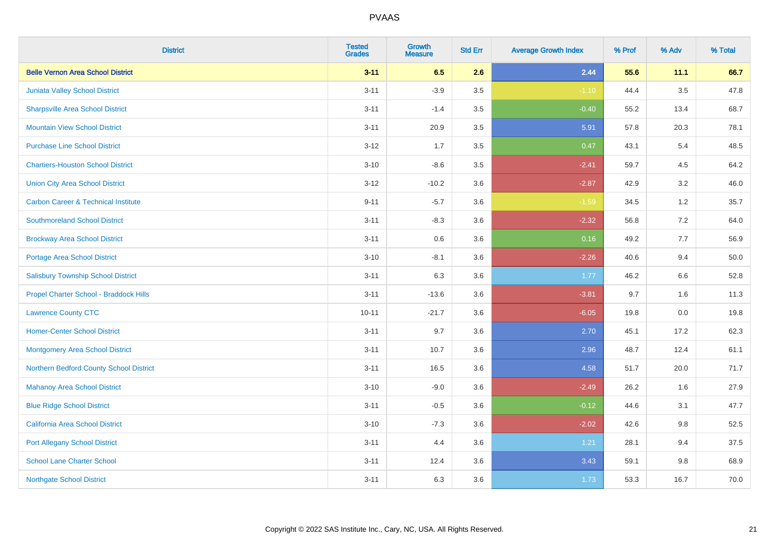# PVAAS

| District | Tested Grades | Growth Measure | Std Err | Average Growth Index | % Prof | % Adv | % Total |
|---|---|---|---|---|---|---|---|
| **Belle Vernon Area School District** | **3-11** | **6.5** | **2.6** | **2.44** | **55.6** | **11.1** | **66.7** |
| Juniata Valley School District | 3-11 | -3.9 | 3.5 | -1.10 | 44.4 | 3.5 | 47.8 |
| Sharpsville Area School District | 3-11 | -1.4 | 3.5 | -0.40 | 55.2 | 13.4 | 68.7 |
| Mountain View School District | 3-11 | 20.9 | 3.5 | 5.91 | 57.8 | 20.3 | 78.1 |
| Purchase Line School District | 3-12 | 1.7 | 3.5 | 0.47 | 43.1 | 5.4 | 48.5 |
| Chartiers-Houston School District | 3-10 | -8.6 | 3.5 | -2.41 | 59.7 | 4.5 | 64.2 |
| Union City Area School District | 3-12 | -10.2 | 3.6 | -2.87 | 42.9 | 3.2 | 46.0 |
| Carbon Career & Technical Institute | 9-11 | -5.7 | 3.6 | -1.59 | 34.5 | 1.2 | 35.7 |
| Southmoreland School District | 3-11 | -8.3 | 3.6 | -2.32 | 56.8 | 7.2 | 64.0 |
| Brockway Area School District | 3-11 | 0.6 | 3.6 | 0.16 | 49.2 | 7.7 | 56.9 |
| Portage Area School District | 3-10 | -8.1 | 3.6 | -2.26 | 40.6 | 9.4 | 50.0 |
| Salisbury Township School District | 3-11 | 6.3 | 3.6 | 1.77 | 46.2 | 6.6 | 52.8 |
| Propel Charter School - Braddock Hills | 3-11 | -13.6 | 3.6 | -3.81 | 9.7 | 1.6 | 11.3 |
| Lawrence County CTC | 10-11 | -21.7 | 3.6 | -6.05 | 19.8 | 0.0 | 19.8 |
| Homer-Center School District | 3-11 | 9.7 | 3.6 | 2.70 | 45.1 | 17.2 | 62.3 |
| Montgomery Area School District | 3-11 | 10.7 | 3.6 | 2.96 | 48.7 | 12.4 | 61.1 |
| Northern Bedford County School District | 3-11 | 16.5 | 3.6 | 4.58 | 51.7 | 20.0 | 71.7 |
| Mahanoy Area School District | 3-10 | -9.0 | 3.6 | -2.49 | 26.2 | 1.6 | 27.9 |
| Blue Ridge School District | 3-11 | -0.5 | 3.6 | -0.12 | 44.6 | 3.1 | 47.7 |
| California Area School District | 3-10 | -7.3 | 3.6 | -2.02 | 42.6 | 9.8 | 52.5 |
| Port Allegany School District | 3-11 | 4.4 | 3.6 | 1.21 | 28.1 | 9.4 | 37.5 |
| School Lane Charter School | 3-11 | 12.4 | 3.6 | 3.43 | 59.1 | 9.8 | 68.9 |
| Northgate School District | 3-11 | 6.3 | 3.6 | 1.73 | 53.3 | 16.7 | 70.0 |

Copyright © 2022 SAS Institute Inc., Cary, NC, USA. All Rights Reserved.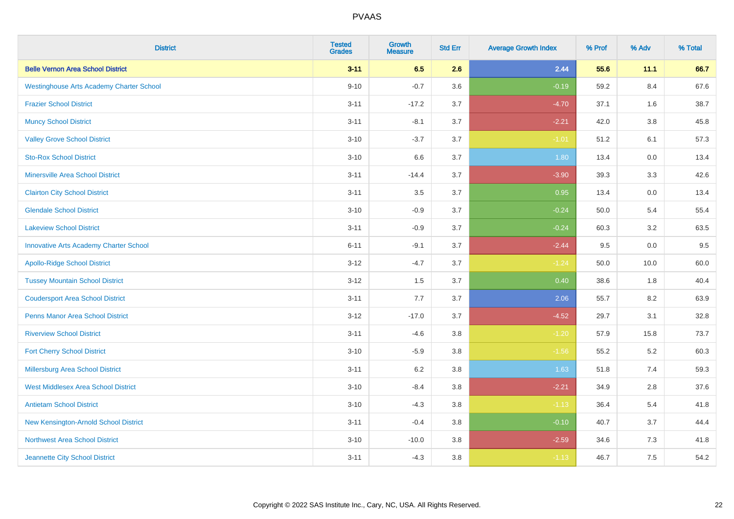| District | Tested Grades | Growth Measure | Std Err | Average Growth Index | % Prof | % Adv | % Total |
|---|---|---|---|---|---|---|---|
| **Belle Vernon Area School District** | **3-11** | **6.5** | **2.6** | **2.44** | **55.6** | **11.1** | **66.7** |
| Westinghouse Arts Academy Charter School | 9-10 | -0.7 | 3.6 | -0.19 | 59.2 | 8.4 | 67.6 |
| Frazier School District | 3-11 | -17.2 | 3.7 | -4.70 | 37.1 | 1.6 | 38.7 |
| Muncy School District | 3-11 | -8.1 | 3.7 | -2.21 | 42.0 | 3.8 | 45.8 |
| Valley Grove School District | 3-10 | -3.7 | 3.7 | -1.01 | 51.2 | 6.1 | 57.3 |
| Sto-Rox School District | 3-10 | 6.6 | 3.7 | 1.80 | 13.4 | 0.0 | 13.4 |
| Minersville Area School District | 3-11 | -14.4 | 3.7 | -3.90 | 39.3 | 3.3 | 42.6 |
| Clairton City School District | 3-11 | 3.5 | 3.7 | 0.95 | 13.4 | 0.0 | 13.4 |
| Glendale School District | 3-10 | -0.9 | 3.7 | -0.24 | 50.0 | 5.4 | 55.4 |
| Lakeview School District | 3-11 | -0.9 | 3.7 | -0.24 | 60.3 | 3.2 | 63.5 |
| Innovative Arts Academy Charter School | 6-11 | -9.1 | 3.7 | -2.44 | 9.5 | 0.0 | 9.5 |
| Apollo-Ridge School District | 3-12 | -4.7 | 3.7 | -1.24 | 50.0 | 10.0 | 60.0 |
| Tussey Mountain School District | 3-12 | 1.5 | 3.7 | 0.40 | 38.6 | 1.8 | 40.4 |
| Coudersport Area School District | 3-11 | 7.7 | 3.7 | 2.06 | 55.7 | 8.2 | 63.9 |
| Penns Manor Area School District | 3-12 | -17.0 | 3.7 | -4.52 | 29.7 | 3.1 | 32.8 |
| Riverview School District | 3-11 | -4.6 | 3.8 | -1.20 | 57.9 | 15.8 | 73.7 |
| Fort Cherry School District | 3-10 | -5.9 | 3.8 | -1.56 | 55.2 | 5.2 | 60.3 |
| Millersburg Area School District | 3-11 | 6.2 | 3.8 | 1.63 | 51.8 | 7.4 | 59.3 |
| West Middlesex Area School District | 3-10 | -8.4 | 3.8 | -2.21 | 34.9 | 2.8 | 37.6 |
| Antietam School District | 3-10 | -4.3 | 3.8 | -1.13 | 36.4 | 5.4 | 41.8 |
| New Kensington-Arnold School District | 3-11 | -0.4 | 3.8 | -0.10 | 40.7 | 3.7 | 44.4 |
| Northwest Area School District | 3-10 | -10.0 | 3.8 | -2.59 | 34.6 | 7.3 | 41.8 |
| Jeannette City School District | 3-11 | -4.3 | 3.8 | -1.13 | 46.7 | 7.5 | 54.2 |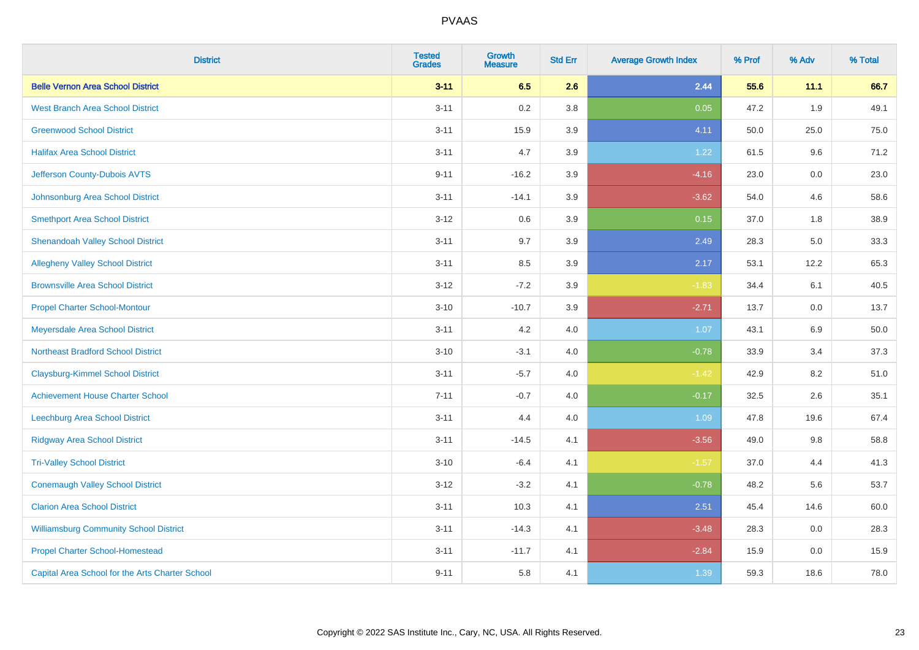# PVAAS

| District | Tested Grades | Growth Measure | Std Err | Average Growth Index | % Prof | % Adv | % Total |
|---|---|---|---|---|---|---|---|
| **Belle Vernon Area School District** | **3-11** | **6.5** | **2.6** | **2.44** | **55.6** | **11.1** | **66.7** |
| West Branch Area School District | 3-11 | 0.2 | 3.8 | 0.05 | 47.2 | 1.9 | 49.1 |
| Greenwood School District | 3-11 | 15.9 | 3.9 | 4.11 | 50.0 | 25.0 | 75.0 |
| Halifax Area School District | 3-11 | 4.7 | 3.9 | 1.22 | 61.5 | 9.6 | 71.2 |
| Jefferson County-Dubois AVTS | 9-11 | -16.2 | 3.9 | -4.16 | 23.0 | 0.0 | 23.0 |
| Johnsonburg Area School District | 3-11 | -14.1 | 3.9 | -3.62 | 54.0 | 4.6 | 58.6 |
| Smethport Area School District | 3-12 | 0.6 | 3.9 | 0.15 | 37.0 | 1.8 | 38.9 |
| Shenandoah Valley School District | 3-11 | 9.7 | 3.9 | 2.49 | 28.3 | 5.0 | 33.3 |
| Allegheny Valley School District | 3-11 | 8.5 | 3.9 | 2.17 | 53.1 | 12.2 | 65.3 |
| Brownsville Area School District | 3-12 | -7.2 | 3.9 | -1.83 | 34.4 | 6.1 | 40.5 |
| Propel Charter School-Montour | 3-10 | -10.7 | 3.9 | -2.71 | 13.7 | 0.0 | 13.7 |
| Meyersdale Area School District | 3-11 | 4.2 | 4.0 | 1.07 | 43.1 | 6.9 | 50.0 |
| Northeast Bradford School District | 3-10 | -3.1 | 4.0 | -0.78 | 33.9 | 3.4 | 37.3 |
| Claysburg-Kimmel School District | 3-11 | -5.7 | 4.0 | -1.42 | 42.9 | 8.2 | 51.0 |
| Achievement House Charter School | 7-11 | -0.7 | 4.0 | -0.17 | 32.5 | 2.6 | 35.1 |
| Leechburg Area School District | 3-11 | 4.4 | 4.0 | 1.09 | 47.8 | 19.6 | 67.4 |
| Ridgway Area School District | 3-11 | -14.5 | 4.1 | -3.56 | 49.0 | 9.8 | 58.8 |
| Tri-Valley School District | 3-10 | -6.4 | 4.1 | -1.57 | 37.0 | 4.4 | 41.3 |
| Conemaugh Valley School District | 3-12 | -3.2 | 4.1 | -0.78 | 48.2 | 5.6 | 53.7 |
| Clarion Area School District | 3-11 | 10.3 | 4.1 | 2.51 | 45.4 | 14.6 | 60.0 |
| Williamsburg Community School District | 3-11 | -14.3 | 4.1 | -3.48 | 28.3 | 0.0 | 28.3 |
| Propel Charter School-Homestead | 3-11 | -11.7 | 4.1 | -2.84 | 15.9 | 0.0 | 15.9 |
| Capital Area School for the Arts Charter School | 9-11 | 5.8 | 4.1 | 1.39 | 59.3 | 18.6 | 78.0 |

Copyright © 2022 SAS Institute Inc., Cary, NC, USA. All Rights Reserved.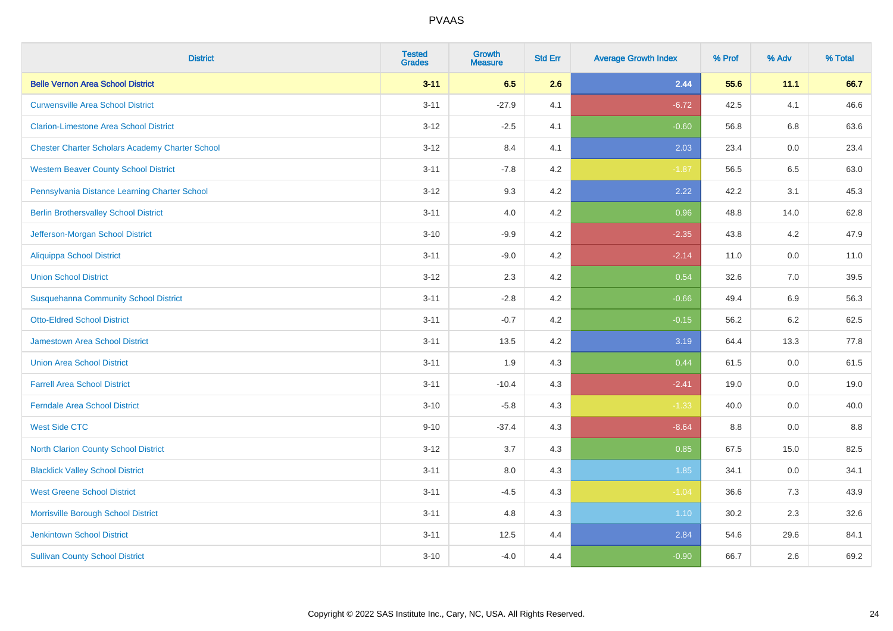# PVAAS

| District | Tested Grades | Growth Measure | Std Err | Average Growth Index | % Prof | % Adv | % Total |
|---|---|---|---|---|---|---|---|
| **Belle Vernon Area School District** | **3-11** | **6.5** | **2.6** | **2.44** | **55.6** | **11.1** | **66.7** |
| Curwensville Area School District | 3-11 | -27.9 | 4.1 | -6.72 | 42.5 | 4.1 | 46.6 |
| Clarion-Limestone Area School District | 3-12 | -2.5 | 4.1 | -0.60 | 56.8 | 6.8 | 63.6 |
| Chester Charter Scholars Academy Charter School | 3-12 | 8.4 | 4.1 | 2.03 | 23.4 | 0.0 | 23.4 |
| Western Beaver County School District | 3-11 | -7.8 | 4.2 | -1.87 | 56.5 | 6.5 | 63.0 |
| Pennsylvania Distance Learning Charter School | 3-12 | 9.3 | 4.2 | 2.22 | 42.2 | 3.1 | 45.3 |
| Berlin Brothersvalley School District | 3-11 | 4.0 | 4.2 | 0.96 | 48.8 | 14.0 | 62.8 |
| Jefferson-Morgan School District | 3-10 | -9.9 | 4.2 | -2.35 | 43.8 | 4.2 | 47.9 |
| Aliquippa School District | 3-11 | -9.0 | 4.2 | -2.14 | 11.0 | 0.0 | 11.0 |
| Union School District | 3-12 | 2.3 | 4.2 | 0.54 | 32.6 | 7.0 | 39.5 |
| Susquehanna Community School District | 3-11 | -2.8 | 4.2 | -0.66 | 49.4 | 6.9 | 56.3 |
| Otto-Eldred School District | 3-11 | -0.7 | 4.2 | -0.15 | 56.2 | 6.2 | 62.5 |
| Jamestown Area School District | 3-11 | 13.5 | 4.2 | 3.19 | 64.4 | 13.3 | 77.8 |
| Union Area School District | 3-11 | 1.9 | 4.3 | 0.44 | 61.5 | 0.0 | 61.5 |
| Farrell Area School District | 3-11 | -10.4 | 4.3 | -2.41 | 19.0 | 0.0 | 19.0 |
| Ferndale Area School District | 3-10 | -5.8 | 4.3 | -1.33 | 40.0 | 0.0 | 40.0 |
| West Side CTC | 9-10 | -37.4 | 4.3 | -8.64 | 8.8 | 0.0 | 8.8 |
| North Clarion County School District | 3-12 | 3.7 | 4.3 | 0.85 | 67.5 | 15.0 | 82.5 |
| Blacklick Valley School District | 3-11 | 8.0 | 4.3 | 1.85 | 34.1 | 0.0 | 34.1 |
| West Greene School District | 3-11 | -4.5 | 4.3 | -1.04 | 36.6 | 7.3 | 43.9 |
| Morrisville Borough School District | 3-11 | 4.8 | 4.3 | 1.10 | 30.2 | 2.3 | 32.6 |
| Jenkintown School District | 3-11 | 12.5 | 4.4 | 2.84 | 54.6 | 29.6 | 84.1 |
| Sullivan County School District | 3-10 | -4.0 | 4.4 | -0.90 | 66.7 | 2.6 | 69.2 |

Copyright © 2022 SAS Institute Inc., Cary, NC, USA. All Rights Reserved.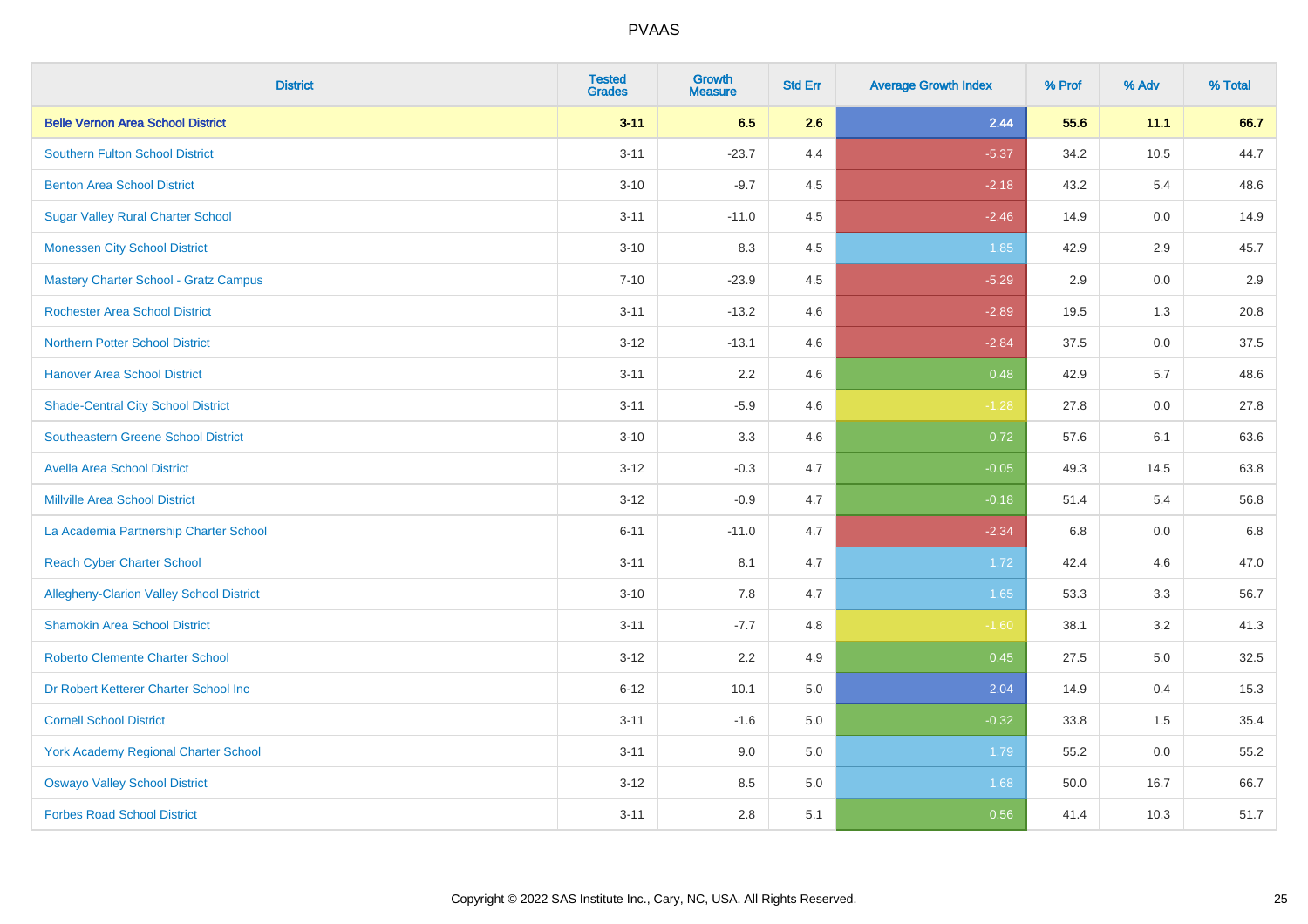# PVAAS

| District | Tested Grades | Growth Measure | Std Err | Average Growth Index | % Prof | % Adv | % Total |
|---|---|---|---|---|---|---|---|
| **Belle Vernon Area School District** | **3-11** | **6.5** | **2.6** | **2.44** | **55.6** | **11.1** | **66.7** |
| Southern Fulton School District | 3-11 | -23.7 | 4.4 | -5.37 | 34.2 | 10.5 | 44.7 |
| Benton Area School District | 3-10 | -9.7 | 4.5 | -2.18 | 43.2 | 5.4 | 48.6 |
| Sugar Valley Rural Charter School | 3-11 | -11.0 | 4.5 | -2.46 | 14.9 | 0.0 | 14.9 |
| Monessen City School District | 3-10 | 8.3 | 4.5 | 1.85 | 42.9 | 2.9 | 45.7 |
| Mastery Charter School - Gratz Campus | 7-10 | -23.9 | 4.5 | -5.29 | 2.9 | 0.0 | 2.9 |
| Rochester Area School District | 3-11 | -13.2 | 4.6 | -2.89 | 19.5 | 1.3 | 20.8 |
| Northern Potter School District | 3-12 | -13.1 | 4.6 | -2.84 | 37.5 | 0.0 | 37.5 |
| Hanover Area School District | 3-11 | 2.2 | 4.6 | 0.48 | 42.9 | 5.7 | 48.6 |
| Shade-Central City School District | 3-11 | -5.9 | 4.6 | -1.28 | 27.8 | 0.0 | 27.8 |
| Southeastern Greene School District | 3-10 | 3.3 | 4.6 | 0.72 | 57.6 | 6.1 | 63.6 |
| Avella Area School District | 3-12 | -0.3 | 4.7 | -0.05 | 49.3 | 14.5 | 63.8 |
| Millville Area School District | 3-12 | -0.9 | 4.7 | -0.18 | 51.4 | 5.4 | 56.8 |
| La Academia Partnership Charter School | 6-11 | -11.0 | 4.7 | -2.34 | 6.8 | 0.0 | 6.8 |
| Reach Cyber Charter School | 3-11 | 8.1 | 4.7 | 1.72 | 42.4 | 4.6 | 47.0 |
| Allegheny-Clarion Valley School District | 3-10 | 7.8 | 4.7 | 1.65 | 53.3 | 3.3 | 56.7 |
| Shamokin Area School District | 3-11 | -7.7 | 4.8 | -1.60 | 38.1 | 3.2 | 41.3 |
| Roberto Clemente Charter School | 3-12 | 2.2 | 4.9 | 0.45 | 27.5 | 5.0 | 32.5 |
| Dr Robert Ketterer Charter School Inc | 6-12 | 10.1 | 5.0 | 2.04 | 14.9 | 0.4 | 15.3 |
| Cornell School District | 3-11 | -1.6 | 5.0 | -0.32 | 33.8 | 1.5 | 35.4 |
| York Academy Regional Charter School | 3-11 | 9.0 | 5.0 | 1.79 | 55.2 | 0.0 | 55.2 |
| Oswayo Valley School District | 3-12 | 8.5 | 5.0 | 1.68 | 50.0 | 16.7 | 66.7 |
| Forbes Road School District | 3-11 | 2.8 | 5.1 | 0.56 | 41.4 | 10.3 | 51.7 |

Copyright © 2022 SAS Institute Inc., Cary, NC, USA. All Rights Reserved.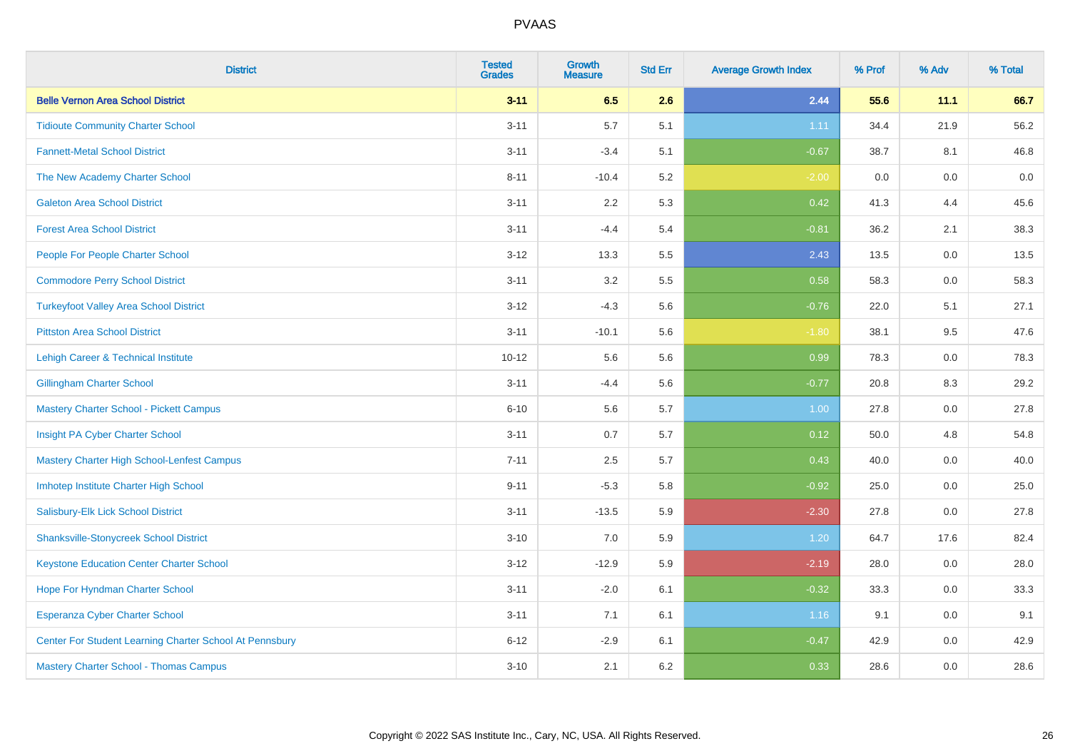| District | Tested Grades | Growth Measure | Std Err | Average Growth Index | % Prof | % Adv | % Total |
|---|---|---|---|---|---|---|---|
| **Belle Vernon Area School District** | **3-11** | **6.5** | **2.6** | **2.44** | **55.6** | **11.1** | **66.7** |
| Tidioute Community Charter School | 3-11 | 5.7 | 5.1 | 1.11 | 34.4 | 21.9 | 56.2 |
| Fannett-Metal School District | 3-11 | -3.4 | 5.1 | -0.67 | 38.7 | 8.1 | 46.8 |
| The New Academy Charter School | 8-11 | -10.4 | 5.2 | -2.00 | 0.0 | 0.0 | 0.0 |
| Galeton Area School District | 3-11 | 2.2 | 5.3 | 0.42 | 41.3 | 4.4 | 45.6 |
| Forest Area School District | 3-11 | -4.4 | 5.4 | -0.81 | 36.2 | 2.1 | 38.3 |
| People For People Charter School | 3-12 | 13.3 | 5.5 | 2.43 | 13.5 | 0.0 | 13.5 |
| Commodore Perry School District | 3-11 | 3.2 | 5.5 | 0.58 | 58.3 | 0.0 | 58.3 |
| Turkeyfoot Valley Area School District | 3-12 | -4.3 | 5.6 | -0.76 | 22.0 | 5.1 | 27.1 |
| Pittston Area School District | 3-11 | -10.1 | 5.6 | -1.80 | 38.1 | 9.5 | 47.6 |
| Lehigh Career & Technical Institute | 10-12 | 5.6 | 5.6 | 0.99 | 78.3 | 0.0 | 78.3 |
| Gillingham Charter School | 3-11 | -4.4 | 5.6 | -0.77 | 20.8 | 8.3 | 29.2 |
| Mastery Charter School - Pickett Campus | 6-10 | 5.6 | 5.7 | 1.00 | 27.8 | 0.0 | 27.8 |
| Insight PA Cyber Charter School | 3-11 | 0.7 | 5.7 | 0.12 | 50.0 | 4.8 | 54.8 |
| Mastery Charter High School-Lenfest Campus | 7-11 | 2.5 | 5.7 | 0.43 | 40.0 | 0.0 | 40.0 |
| Imhotep Institute Charter High School | 9-11 | -5.3 | 5.8 | -0.92 | 25.0 | 0.0 | 25.0 |
| Salisbury-Elk Lick School District | 3-11 | -13.5 | 5.9 | -2.30 | 27.8 | 0.0 | 27.8 |
| Shanksville-Stonycreek School District | 3-10 | 7.0 | 5.9 | 1.20 | 64.7 | 17.6 | 82.4 |
| Keystone Education Center Charter School | 3-12 | -12.9 | 5.9 | -2.19 | 28.0 | 0.0 | 28.0 |
| Hope For Hyndman Charter School | 3-11 | -2.0 | 6.1 | -0.32 | 33.3 | 0.0 | 33.3 |
| Esperanza Cyber Charter School | 3-11 | 7.1 | 6.1 | 1.16 | 9.1 | 0.0 | 9.1 |
| Center For Student Learning Charter School At Pennsbury | 6-12 | -2.9 | 6.1 | -0.47 | 42.9 | 0.0 | 42.9 |
| Mastery Charter School - Thomas Campus | 3-10 | 2.1 | 6.2 | 0.33 | 28.6 | 0.0 | 28.6 |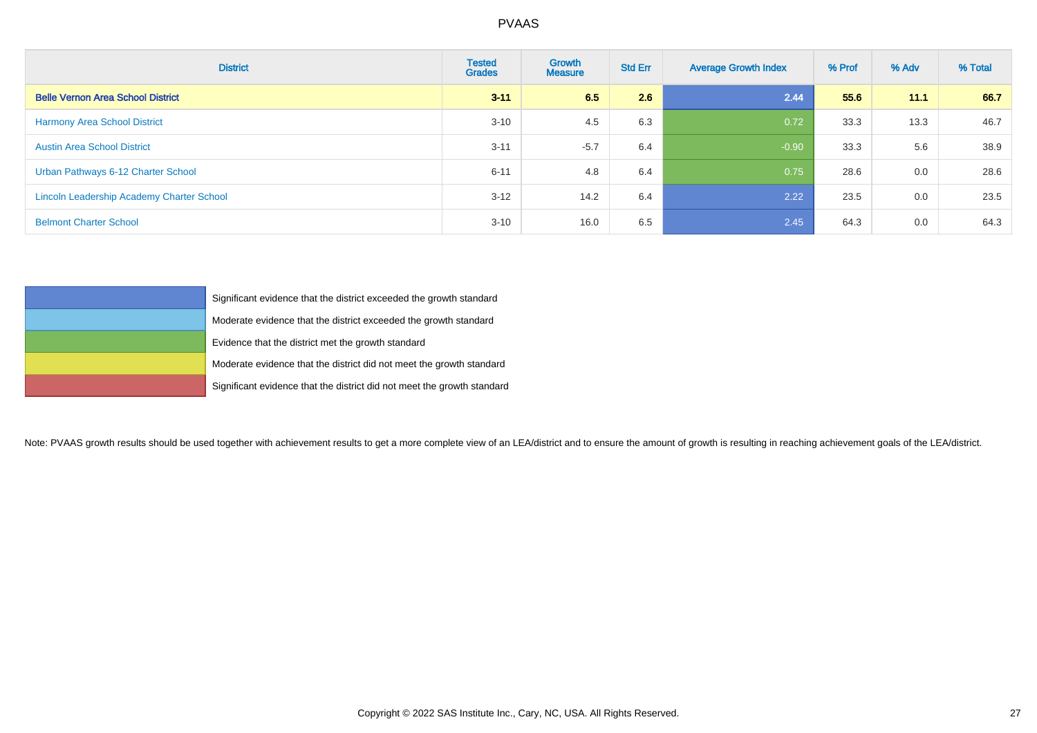PVAAS

| District | Tested Grades | Growth Measure | Std Err | Average Growth Index | % Prof | % Adv | % Total |
|---|---|---|---|---|---|---|---|
| **Belle Vernon Area School District** | **3-11** | **6.5** | **2.6** | **2.44** | **55.6** | **11.1** | **66.7** |
| Harmony Area School District | 3-10 | 4.5 | 6.3 | 0.72 | 33.3 | 13.3 | 46.7 |
| Austin Area School District | 3-11 | -5.7 | 6.4 | -0.90 | 33.3 | 5.6 | 38.9 |
| Urban Pathways 6-12 Charter School | 6-11 | 4.8 | 6.4 | 0.75 | 28.6 | 0.0 | 28.6 |
| Lincoln Leadership Academy Charter School | 3-12 | 14.2 | 6.4 | 2.22 | 23.5 | 0.0 | 23.5 |
| Belmont Charter School | 3-10 | 16.0 | 6.5 | 2.45 | 64.3 | 0.0 | 64.3 |

Significant evidence that the district exceeded the growth standard

Moderate evidence that the district exceeded the growth standard

Evidence that the district met the growth standard

Moderate evidence that the district did not meet the growth standard

Significant evidence that the district did not meet the growth standard

Note: PVAAS growth results should be used together with achievement results to get a more complete view of an LEA/district and to ensure the amount of growth is resulting in reaching achievement goals of the LEA/district.

Copyright © 2022 SAS Institute Inc., Cary, NC, USA. All Rights Reserved.